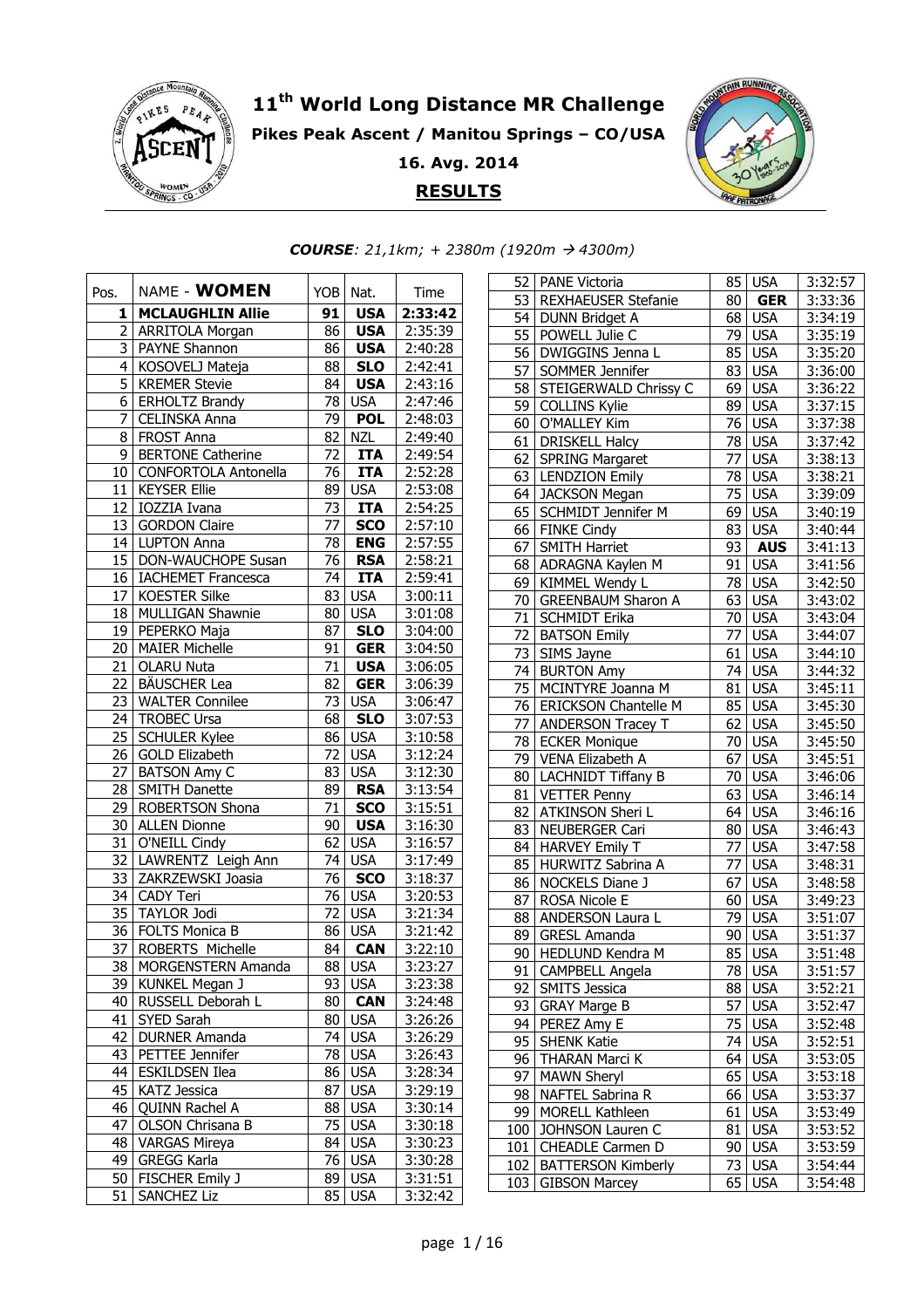# 11th World Long Distance MR Challenge

**Pikes Peak Ascent / Manitou Springs – CO/USA**

**16. Avg. 2014**

**RESULTS**

***COURSE**: 21,1km; + 2380m (1920m → 4300m)*

| Pos. | NAME - **WOMEN** | YOB | Nat. | Time |
|---|---|---|---|---|
| **1** | **MCLAUGHLIN Allie** | **91** | **USA** | **2:33:42** |
| 2 | ARRITOLA Morgan | 86 | **USA** | 2:35:39 |
| 3 | PAYNE Shannon | 86 | **USA** | 2:40:28 |
| 4 | KOSOVELJ Mateja | 88 | **SLO** | 2:42:41 |
| 5 | KREMER Stevie | 84 | **USA** | 2:43:16 |
| 6 | ERHOLTZ Brandy | 78 | USA | 2:47:46 |
| 7 | CELINSKA Anna | 79 | **POL** | 2:48:03 |
| 8 | FROST Anna | 82 | NZL | 2:49:40 |
| 9 | BERTONE Catherine | 72 | **ITA** | 2:49:54 |
| 10 | CONFORTOLA Antonella | 76 | **ITA** | 2:52:28 |
| 11 | KEYSER Ellie | 89 | USA | 2:53:08 |
| 12 | IOZZIA Ivana | 73 | **ITA** | 2:54:25 |
| 13 | GORDON Claire | 77 | **SCO** | 2:57:10 |
| 14 | LUPTON Anna | 78 | **ENG** | 2:57:55 |
| 15 | DON-WAUCHOPE Susan | 76 | **RSA** | 2:58:21 |
| 16 | IACHEMET Francesca | 74 | **ITA** | 2:59:41 |
| 17 | KOESTER Silke | 83 | USA | 3:00:11 |
| 18 | MULLIGAN Shawnie | 80 | USA | 3:01:08 |
| 19 | PEPERKO Maja | 87 | **SLO** | 3:04:00 |
| 20 | MAIER Michelle | 91 | **GER** | 3:04:50 |
| 21 | OLARU Nuta | 71 | **USA** | 3:06:05 |
| 22 | BÄUSCHER Lea | 82 | **GER** | 3:06:39 |
| 23 | WALTER Connilee | 73 | USA | 3:06:47 |
| 24 | TROBEC Ursa | 68 | **SLO** | 3:07:53 |
| 25 | SCHULER Kylee | 86 | USA | 3:10:58 |
| 26 | GOLD Elizabeth | 72 | USA | 3:12:24 |
| 27 | BATSON Amy C | 83 | USA | 3:12:30 |
| 28 | SMITH Danette | 89 | **RSA** | 3:13:54 |
| 29 | ROBERTSON Shona | 71 | **SCO** | 3:15:51 |
| 30 | ALLEN Dionne | 90 | **USA** | 3:16:30 |
| 31 | O'NEILL Cindy | 62 | USA | 3:16:57 |
| 32 | LAWRENTZ Leigh Ann | 74 | USA | 3:17:49 |
| 33 | ZAKRZEWSKI Joasia | 76 | **SCO** | 3:18:37 |
| 34 | CADY Teri | 76 | USA | 3:20:53 |
| 35 | TAYLOR Jodi | 72 | USA | 3:21:34 |
| 36 | FOLTS Monica B | 86 | USA | 3:21:42 |
| 37 | ROBERTS Michelle | 84 | **CAN** | 3:22:10 |
| 38 | MORGENSTERN Amanda | 88 | USA | 3:23:27 |
| 39 | KUNKEL Megan J | 93 | USA | 3:23:38 |
| 40 | RUSSELL Deborah L | 80 | **CAN** | 3:24:48 |
| 41 | SYED Sarah | 80 | USA | 3:26:26 |
| 42 | DURNER Amanda | 74 | USA | 3:26:29 |
| 43 | PETTEE Jennifer | 78 | USA | 3:26:43 |
| 44 | ESKILDSEN Ilea | 86 | USA | 3:28:34 |
| 45 | KATZ Jessica | 87 | USA | 3:29:19 |
| 46 | QUINN Rachel A | 88 | USA | 3:30:14 |
| 47 | OLSON Chrisana B | 75 | USA | 3:30:18 |
| 48 | VARGAS Mireya | 84 | USA | 3:30:23 |
| 49 | GREGG Karla | 76 | USA | 3:30:28 |
| 50 | FISCHER Emily J | 89 | USA | 3:31:51 |
| 51 | SANCHEZ Liz | 85 | USA | 3:32:42 |
| 52 | PANE Victoria | 85 | USA | 3:32:57 |
| 53 | REXHAEUSER Stefanie | 80 | **GER** | 3:33:36 |
| 54 | DUNN Bridget A | 68 | USA | 3:34:19 |
| 55 | POWELL Julie C | 79 | USA | 3:35:19 |
| 56 | DWIGGINS Jenna L | 85 | USA | 3:35:20 |
| 57 | SOMMER Jennifer | 83 | USA | 3:36:00 |
| 58 | STEIGERWALD Chrissy C | 69 | USA | 3:36:22 |
| 59 | COLLINS Kylie | 89 | USA | 3:37:15 |
| 60 | O'MALLEY Kim | 76 | USA | 3:37:38 |
| 61 | DRISKELL Halcy | 78 | USA | 3:37:42 |
| 62 | SPRING Margaret | 77 | USA | 3:38:13 |
| 63 | LENDZION Emily | 78 | USA | 3:38:21 |
| 64 | JACKSON Megan | 75 | USA | 3:39:09 |
| 65 | SCHMIDT Jennifer M | 69 | USA | 3:40:19 |
| 66 | FINKE Cindy | 83 | USA | 3:40:44 |
| 67 | SMITH Harriet | 93 | **AUS** | 3:41:13 |
| 68 | ADRAGNA Kaylen M | 91 | USA | 3:41:56 |
| 69 | KIMMEL Wendy L | 78 | USA | 3:42:50 |
| 70 | GREENBAUM Sharon A | 63 | USA | 3:43:02 |
| 71 | SCHMIDT Erika | 70 | USA | 3:43:04 |
| 72 | BATSON Emily | 77 | USA | 3:44:07 |
| 73 | SIMS Jayne | 61 | USA | 3:44:10 |
| 74 | BURTON Amy | 74 | USA | 3:44:32 |
| 75 | MCINTYRE Joanna M | 81 | USA | 3:45:11 |
| 76 | ERICKSON Chantelle M | 85 | USA | 3:45:30 |
| 77 | ANDERSON Tracey T | 62 | USA | 3:45:50 |
| 78 | ECKER Monique | 70 | USA | 3:45:50 |
| 79 | VENA Elizabeth A | 67 | USA | 3:45:51 |
| 80 | LACHNIDT Tiffany B | 70 | USA | 3:46:06 |
| 81 | VETTER Penny | 63 | USA | 3:46:14 |
| 82 | ATKINSON Sheri L | 64 | USA | 3:46:16 |
| 83 | NEUBERGER Cari | 80 | USA | 3:46:43 |
| 84 | HARVEY Emily T | 77 | USA | 3:47:58 |
| 85 | HURWITZ Sabrina A | 77 | USA | 3:48:31 |
| 86 | NOCKELS Diane J | 67 | USA | 3:48:58 |
| 87 | ROSA Nicole E | 60 | USA | 3:49:23 |
| 88 | ANDERSON Laura L | 79 | USA | 3:51:07 |
| 89 | GRESL Amanda | 90 | USA | 3:51:37 |
| 90 | HEDLUND Kendra M | 85 | USA | 3:51:48 |
| 91 | CAMPBELL Angela | 78 | USA | 3:51:57 |
| 92 | SMITS Jessica | 88 | USA | 3:52:21 |
| 93 | GRAY Marge B | 57 | USA | 3:52:47 |
| 94 | PEREZ Amy E | 75 | USA | 3:52:48 |
| 95 | SHENK Katie | 74 | USA | 3:52:51 |
| 96 | THARAN Marci K | 64 | USA | 3:53:05 |
| 97 | MAWN Sheryl | 65 | USA | 3:53:18 |
| 98 | NAFTEL Sabrina R | 66 | USA | 3:53:37 |
| 99 | MORELL Kathleen | 61 | USA | 3:53:49 |
| 100 | JOHNSON Lauren C | 81 | USA | 3:53:52 |
| 101 | CHEADLE Carmen D | 90 | USA | 3:53:59 |
| 102 | BATTERSON Kimberly | 73 | USA | 3:54:44 |
| 103 | GIBSON Marcey | 65 | USA | 3:54:48 |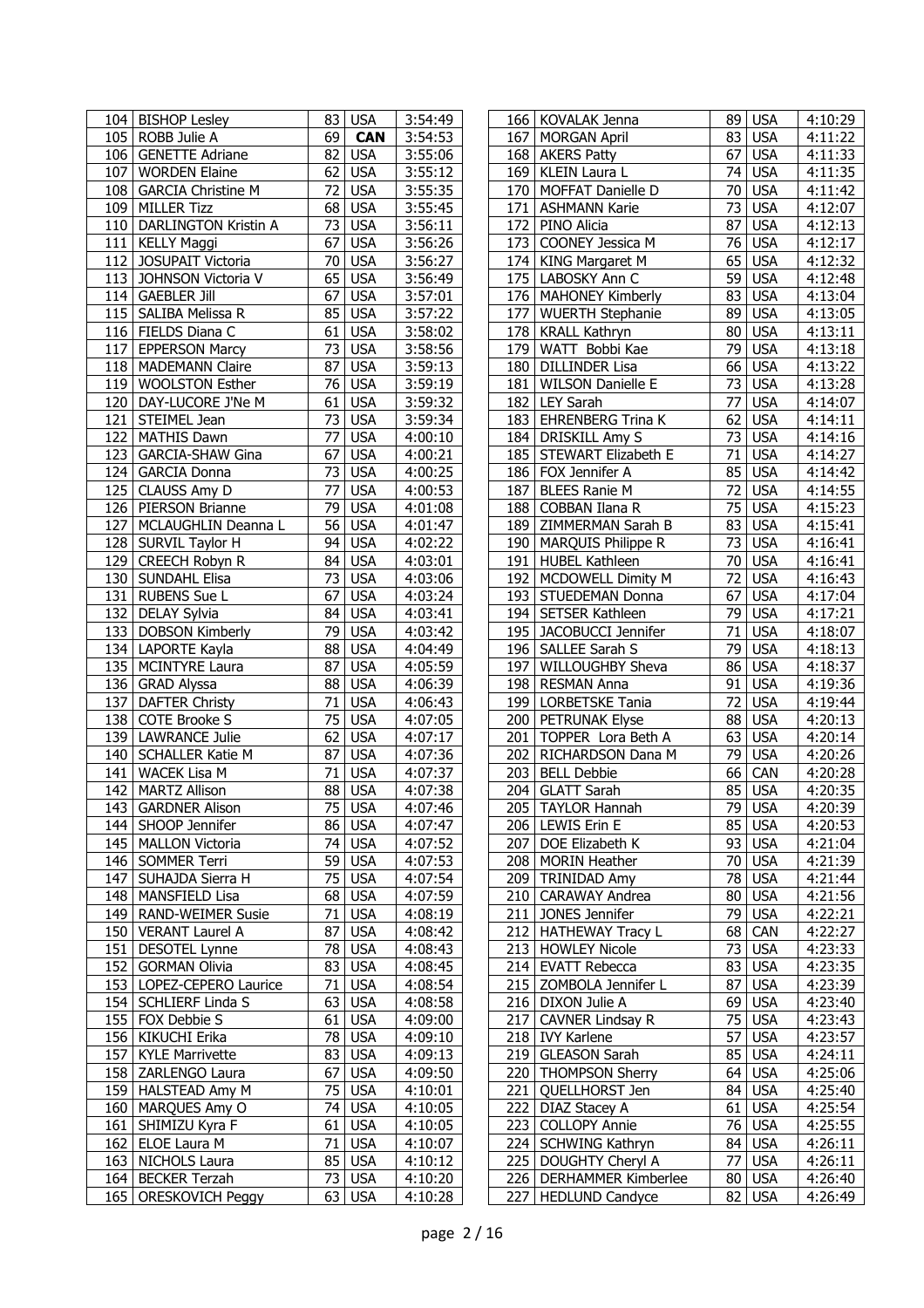| | | | | |
|---|---|---|---|---|
| 104 | BISHOP Lesley | 83 | USA | 3:54:49 |
| 105 | ROBB Julie A | 69 | **CAN** | 3:54:53 |
| 106 | GENETTE Adriane | 82 | USA | 3:55:06 |
| 107 | WORDEN Elaine | 62 | USA | 3:55:12 |
| 108 | GARCIA Christine M | 72 | USA | 3:55:35 |
| 109 | MILLER Tizz | 68 | USA | 3:55:45 |
| 110 | DARLINGTON Kristin A | 73 | USA | 3:56:11 |
| 111 | KELLY Maggi | 67 | USA | 3:56:26 |
| 112 | JOSUPAIT Victoria | 70 | USA | 3:56:27 |
| 113 | JOHNSON Victoria V | 65 | USA | 3:56:49 |
| 114 | GAEBLER Jill | 67 | USA | 3:57:01 |
| 115 | SALIBA Melissa R | 85 | USA | 3:57:22 |
| 116 | FIELDS Diana C | 61 | USA | 3:58:02 |
| 117 | EPPERSON Marcy | 73 | USA | 3:58:56 |
| 118 | MADEMANN Claire | 87 | USA | 3:59:13 |
| 119 | WOOLSTON Esther | 76 | USA | 3:59:19 |
| 120 | DAY-LUCORE J'Ne M | 61 | USA | 3:59:32 |
| 121 | STEIMEL Jean | 73 | USA | 3:59:34 |
| 122 | MATHIS Dawn | 77 | USA | 4:00:10 |
| 123 | GARCIA-SHAW Gina | 67 | USA | 4:00:21 |
| 124 | GARCIA Donna | 73 | USA | 4:00:25 |
| 125 | CLAUSS Amy D | 77 | USA | 4:00:53 |
| 126 | PIERSON Brianne | 79 | USA | 4:01:08 |
| 127 | MCLAUGHLIN Deanna L | 56 | USA | 4:01:47 |
| 128 | SURVIL Taylor H | 94 | USA | 4:02:22 |
| 129 | CREECH Robyn R | 84 | USA | 4:03:01 |
| 130 | SUNDAHL Elisa | 73 | USA | 4:03:06 |
| 131 | RUBENS Sue L | 67 | USA | 4:03:24 |
| 132 | DELAY Sylvia | 84 | USA | 4:03:41 |
| 133 | DOBSON Kimberly | 79 | USA | 4:03:42 |
| 134 | LAPORTE Kayla | 88 | USA | 4:04:49 |
| 135 | MCINTYRE Laura | 87 | USA | 4:05:59 |
| 136 | GRAD Alyssa | 88 | USA | 4:06:39 |
| 137 | DAFTER Christy | 71 | USA | 4:06:43 |
| 138 | COTE Brooke S | 75 | USA | 4:07:05 |
| 139 | LAWRANCE Julie | 62 | USA | 4:07:17 |
| 140 | SCHALLER Katie M | 87 | USA | 4:07:36 |
| 141 | WACEK Lisa M | 71 | USA | 4:07:37 |
| 142 | MARTZ Allison | 88 | USA | 4:07:38 |
| 143 | GARDNER Alison | 75 | USA | 4:07:46 |
| 144 | SHOOP Jennifer | 86 | USA | 4:07:47 |
| 145 | MALLON Victoria | 74 | USA | 4:07:52 |
| 146 | SOMMER Terri | 59 | USA | 4:07:53 |
| 147 | SUHAJDA Sierra H | 75 | USA | 4:07:54 |
| 148 | MANSFIELD Lisa | 68 | USA | 4:07:59 |
| 149 | RAND-WEIMER Susie | 71 | USA | 4:08:19 |
| 150 | VERANT Laurel A | 87 | USA | 4:08:42 |
| 151 | DESOTEL Lynne | 78 | USA | 4:08:43 |
| 152 | GORMAN Olivia | 83 | USA | 4:08:45 |
| 153 | LOPEZ-CEPERO Laurice | 71 | USA | 4:08:54 |
| 154 | SCHLIERF Linda S | 63 | USA | 4:08:58 |
| 155 | FOX Debbie S | 61 | USA | 4:09:00 |
| 156 | KIKUCHI Erika | 78 | USA | 4:09:10 |
| 157 | KYLE Marrivette | 83 | USA | 4:09:13 |
| 158 | ZARLENGO Laura | 67 | USA | 4:09:50 |
| 159 | HALSTEAD Amy M | 75 | USA | 4:10:01 |
| 160 | MARQUES Amy O | 74 | USA | 4:10:05 |
| 161 | SHIMIZU Kyra F | 61 | USA | 4:10:05 |
| 162 | ELOE Laura M | 71 | USA | 4:10:07 |
| 163 | NICHOLS Laura | 85 | USA | 4:10:12 |
| 164 | BECKER Terzah | 73 | USA | 4:10:20 |
| 165 | ORESKOVICH Peggy | 63 | USA | 4:10:28 |
| 166 | KOVALAK Jenna | 89 | USA | 4:10:29 |
| 167 | MORGAN April | 83 | USA | 4:11:22 |
| 168 | AKERS Patty | 67 | USA | 4:11:33 |
| 169 | KLEIN Laura L | 74 | USA | 4:11:35 |
| 170 | MOFFAT Danielle D | 70 | USA | 4:11:42 |
| 171 | ASHMANN Karie | 73 | USA | 4:12:07 |
| 172 | PINO Alicia | 87 | USA | 4:12:13 |
| 173 | COONEY Jessica M | 76 | USA | 4:12:17 |
| 174 | KING Margaret M | 65 | USA | 4:12:32 |
| 175 | LABOSKY Ann C | 59 | USA | 4:12:48 |
| 176 | MAHONEY Kimberly | 83 | USA | 4:13:04 |
| 177 | WUERTH Stephanie | 89 | USA | 4:13:05 |
| 178 | KRALL Kathryn | 80 | USA | 4:13:11 |
| 179 | WATT Bobbi Kae | 79 | USA | 4:13:18 |
| 180 | DILLINDER Lisa | 66 | USA | 4:13:22 |
| 181 | WILSON Danielle E | 73 | USA | 4:13:28 |
| 182 | LEY Sarah | 77 | USA | 4:14:07 |
| 183 | EHRENBERG Trina K | 62 | USA | 4:14:11 |
| 184 | DRISKILL Amy S | 73 | USA | 4:14:16 |
| 185 | STEWART Elizabeth E | 71 | USA | 4:14:27 |
| 186 | FOX Jennifer A | 85 | USA | 4:14:42 |
| 187 | BLEES Ranie M | 72 | USA | 4:14:55 |
| 188 | COBBAN Ilana R | 75 | USA | 4:15:23 |
| 189 | ZIMMERMAN Sarah B | 83 | USA | 4:15:41 |
| 190 | MARQUIS Philippe R | 73 | USA | 4:16:41 |
| 191 | HUBEL Kathleen | 70 | USA | 4:16:41 |
| 192 | MCDOWELL Dimity M | 72 | USA | 4:16:43 |
| 193 | STUEDEMAN Donna | 67 | USA | 4:17:04 |
| 194 | SETSER Kathleen | 79 | USA | 4:17:21 |
| 195 | JACOBUCCI Jennifer | 71 | USA | 4:18:07 |
| 196 | SALLEE Sarah S | 79 | USA | 4:18:13 |
| 197 | WILLOUGHBY Sheva | 86 | USA | 4:18:37 |
| 198 | RESMAN Anna | 91 | USA | 4:19:36 |
| 199 | LORBETSKE Tania | 72 | USA | 4:19:44 |
| 200 | PETRUNAK Elyse | 88 | USA | 4:20:13 |
| 201 | TOPPER Lora Beth A | 63 | USA | 4:20:14 |
| 202 | RICHARDSON Dana M | 79 | USA | 4:20:26 |
| 203 | BELL Debbie | 66 | CAN | 4:20:28 |
| 204 | GLATT Sarah | 85 | USA | 4:20:35 |
| 205 | TAYLOR Hannah | 79 | USA | 4:20:39 |
| 206 | LEWIS Erin E | 85 | USA | 4:20:53 |
| 207 | DOE Elizabeth K | 93 | USA | 4:21:04 |
| 208 | MORIN Heather | 70 | USA | 4:21:39 |
| 209 | TRINIDAD Amy | 78 | USA | 4:21:44 |
| 210 | CARAWAY Andrea | 80 | USA | 4:21:56 |
| 211 | JONES Jennifer | 79 | USA | 4:22:21 |
| 212 | HATHEWAY Tracy L | 68 | CAN | 4:22:27 |
| 213 | HOWLEY Nicole | 73 | USA | 4:23:33 |
| 214 | EVATT Rebecca | 83 | USA | 4:23:35 |
| 215 | ZOMBOLA Jennifer L | 87 | USA | 4:23:39 |
| 216 | DIXON Julie A | 69 | USA | 4:23:40 |
| 217 | CAVNER Lindsay R | 75 | USA | 4:23:43 |
| 218 | IVY Karlene | 57 | USA | 4:23:57 |
| 219 | GLEASON Sarah | 85 | USA | 4:24:11 |
| 220 | THOMPSON Sherry | 64 | USA | 4:25:06 |
| 221 | QUELLHORST Jen | 84 | USA | 4:25:40 |
| 222 | DIAZ Stacey A | 61 | USA | 4:25:54 |
| 223 | COLLOPY Annie | 76 | USA | 4:25:55 |
| 224 | SCHWING Kathryn | 84 | USA | 4:26:11 |
| 225 | DOUGHTY Cheryl A | 77 | USA | 4:26:11 |
| 226 | DERHAMMER Kimberlee | 80 | USA | 4:26:40 |
| 227 | HEDLUND Candyce | 82 | USA | 4:26:49 |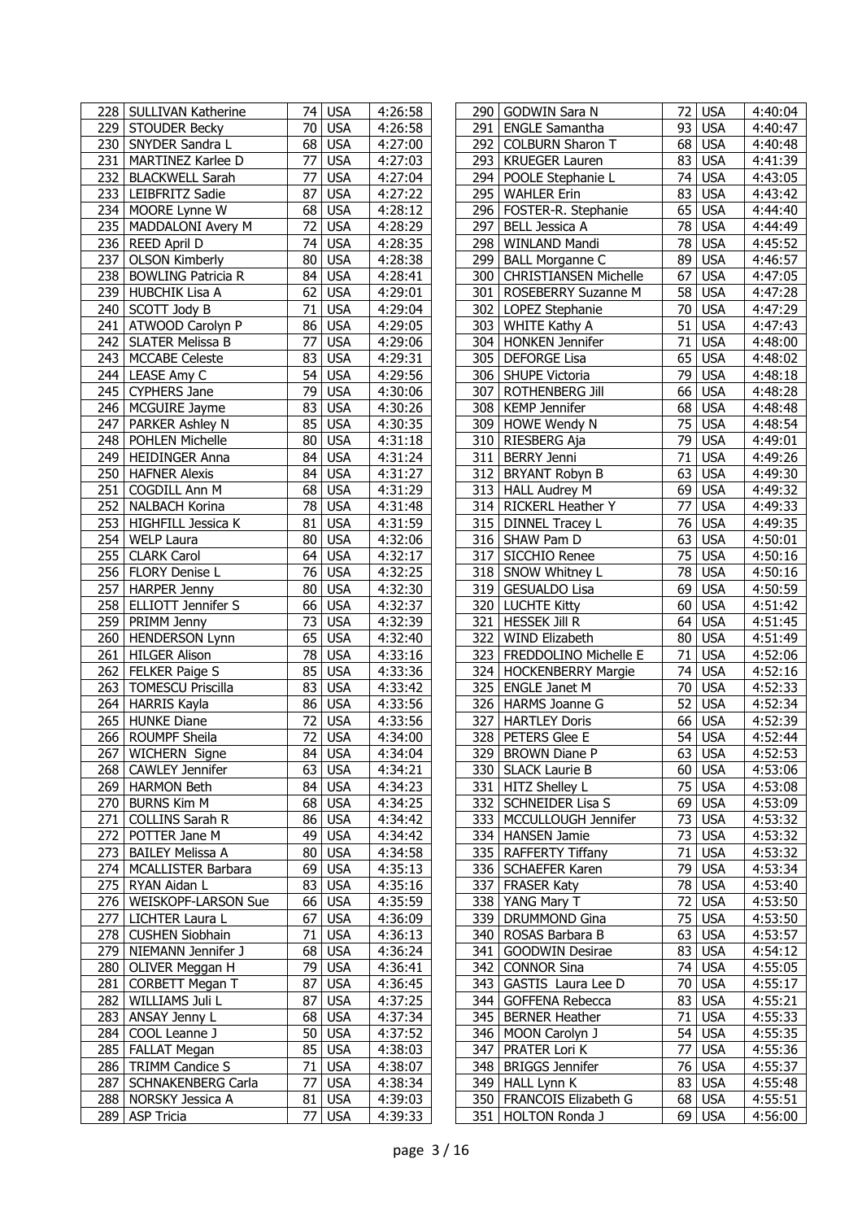| | | | | |
|---|---|---|---|---|
| 228 | SULLIVAN Katherine | 74 | USA | 4:26:58 |
| 229 | STOUDER Becky | 70 | USA | 4:26:58 |
| 230 | SNYDER Sandra L | 68 | USA | 4:27:00 |
| 231 | MARTINEZ Karlee D | 77 | USA | 4:27:03 |
| 232 | BLACKWELL Sarah | 77 | USA | 4:27:04 |
| 233 | LEIBFRITZ Sadie | 87 | USA | 4:27:22 |
| 234 | MOORE Lynne W | 68 | USA | 4:28:12 |
| 235 | MADDALONI Avery M | 72 | USA | 4:28:29 |
| 236 | REED April D | 74 | USA | 4:28:35 |
| 237 | OLSON Kimberly | 80 | USA | 4:28:38 |
| 238 | BOWLING Patricia R | 84 | USA | 4:28:41 |
| 239 | HUBCHIK Lisa A | 62 | USA | 4:29:01 |
| 240 | SCOTT Jody B | 71 | USA | 4:29:04 |
| 241 | ATWOOD Carolyn P | 86 | USA | 4:29:05 |
| 242 | SLATER Melissa B | 77 | USA | 4:29:06 |
| 243 | MCCABE Celeste | 83 | USA | 4:29:31 |
| 244 | LEASE Amy C | 54 | USA | 4:29:56 |
| 245 | CYPHERS Jane | 79 | USA | 4:30:06 |
| 246 | MCGUIRE Jayme | 83 | USA | 4:30:26 |
| 247 | PARKER Ashley N | 85 | USA | 4:30:35 |
| 248 | POHLEN Michelle | 80 | USA | 4:31:18 |
| 249 | HEIDINGER Anna | 84 | USA | 4:31:24 |
| 250 | HAFNER Alexis | 84 | USA | 4:31:27 |
| 251 | COGDILL Ann M | 68 | USA | 4:31:29 |
| 252 | NALBACH Korina | 78 | USA | 4:31:48 |
| 253 | HIGHFILL Jessica K | 81 | USA | 4:31:59 |
| 254 | WELP Laura | 80 | USA | 4:32:06 |
| 255 | CLARK Carol | 64 | USA | 4:32:17 |
| 256 | FLORY Denise L | 76 | USA | 4:32:25 |
| 257 | HARPER Jenny | 80 | USA | 4:32:30 |
| 258 | ELLIOTT Jennifer S | 66 | USA | 4:32:37 |
| 259 | PRIMM Jenny | 73 | USA | 4:32:39 |
| 260 | HENDERSON Lynn | 65 | USA | 4:32:40 |
| 261 | HILGER Alison | 78 | USA | 4:33:16 |
| 262 | FELKER Paige S | 85 | USA | 4:33:36 |
| 263 | TOMESCU Priscilla | 83 | USA | 4:33:42 |
| 264 | HARRIS Kayla | 86 | USA | 4:33:56 |
| 265 | HUNKE Diane | 72 | USA | 4:33:56 |
| 266 | ROUMPF Sheila | 72 | USA | 4:34:00 |
| 267 | WICHERN Signe | 84 | USA | 4:34:04 |
| 268 | CAWLEY Jennifer | 63 | USA | 4:34:21 |
| 269 | HARMON Beth | 84 | USA | 4:34:23 |
| 270 | BURNS Kim M | 68 | USA | 4:34:25 |
| 271 | COLLINS Sarah R | 86 | USA | 4:34:42 |
| 272 | POTTER Jane M | 49 | USA | 4:34:42 |
| 273 | BAILEY Melissa A | 80 | USA | 4:34:58 |
| 274 | MCALLISTER Barbara | 69 | USA | 4:35:13 |
| 275 | RYAN Aidan L | 83 | USA | 4:35:16 |
| 276 | WEISKOPF-LARSON Sue | 66 | USA | 4:35:59 |
| 277 | LICHTER Laura L | 67 | USA | 4:36:09 |
| 278 | CUSHEN Siobhain | 71 | USA | 4:36:13 |
| 279 | NIEMANN Jennifer J | 68 | USA | 4:36:24 |
| 280 | OLIVER Meggan H | 79 | USA | 4:36:41 |
| 281 | CORBETT Megan T | 87 | USA | 4:36:45 |
| 282 | WILLIAMS Juli L | 87 | USA | 4:37:25 |
| 283 | ANSAY Jenny L | 68 | USA | 4:37:34 |
| 284 | COOL Leanne J | 50 | USA | 4:37:52 |
| 285 | FALLAT Megan | 85 | USA | 4:38:03 |
| 286 | TRIMM Candice S | 71 | USA | 4:38:07 |
| 287 | SCHNAKENBERG Carla | 77 | USA | 4:38:34 |
| 288 | NORSKY Jessica A | 81 | USA | 4:39:03 |
| 289 | ASP Tricia | 77 | USA | 4:39:33 |
| 290 | GODWIN Sara N | 72 | USA | 4:40:04 |
| 291 | ENGLE Samantha | 93 | USA | 4:40:47 |
| 292 | COLBURN Sharon T | 68 | USA | 4:40:48 |
| 293 | KRUEGER Lauren | 83 | USA | 4:41:39 |
| 294 | POOLE Stephanie L | 74 | USA | 4:43:05 |
| 295 | WAHLER Erin | 83 | USA | 4:43:42 |
| 296 | FOSTER-R. Stephanie | 65 | USA | 4:44:40 |
| 297 | BELL Jessica A | 78 | USA | 4:44:49 |
| 298 | WINLAND Mandi | 78 | USA | 4:45:52 |
| 299 | BALL Morganne C | 89 | USA | 4:46:57 |
| 300 | CHRISTIANSEN Michelle | 67 | USA | 4:47:05 |
| 301 | ROSEBERRY Suzanne M | 58 | USA | 4:47:28 |
| 302 | LOPEZ Stephanie | 70 | USA | 4:47:29 |
| 303 | WHITE Kathy A | 51 | USA | 4:47:43 |
| 304 | HONKEN Jennifer | 71 | USA | 4:48:00 |
| 305 | DEFORGE Lisa | 65 | USA | 4:48:02 |
| 306 | SHUPE Victoria | 79 | USA | 4:48:18 |
| 307 | ROTHENBERG Jill | 66 | USA | 4:48:28 |
| 308 | KEMP Jennifer | 68 | USA | 4:48:48 |
| 309 | HOWE Wendy N | 75 | USA | 4:48:54 |
| 310 | RIESBERG Aja | 79 | USA | 4:49:01 |
| 311 | BERRY Jenni | 71 | USA | 4:49:26 |
| 312 | BRYANT Robyn B | 63 | USA | 4:49:30 |
| 313 | HALL Audrey M | 69 | USA | 4:49:32 |
| 314 | RICKERL Heather Y | 77 | USA | 4:49:33 |
| 315 | DINNEL Tracey L | 76 | USA | 4:49:35 |
| 316 | SHAW Pam D | 63 | USA | 4:50:01 |
| 317 | SICCHIO Renee | 75 | USA | 4:50:16 |
| 318 | SNOW Whitney L | 78 | USA | 4:50:16 |
| 319 | GESUALDO Lisa | 69 | USA | 4:50:59 |
| 320 | LUCHTE Kitty | 60 | USA | 4:51:42 |
| 321 | HESSEK Jill R | 64 | USA | 4:51:45 |
| 322 | WIND Elizabeth | 80 | USA | 4:51:49 |
| 323 | FREDDOLINO Michelle E | 71 | USA | 4:52:06 |
| 324 | HOCKENBERRY Margie | 74 | USA | 4:52:16 |
| 325 | ENGLE Janet M | 70 | USA | 4:52:33 |
| 326 | HARMS Joanne G | 52 | USA | 4:52:34 |
| 327 | HARTLEY Doris | 66 | USA | 4:52:39 |
| 328 | PETERS Glee E | 54 | USA | 4:52:44 |
| 329 | BROWN Diane P | 63 | USA | 4:52:53 |
| 330 | SLACK Laurie B | 60 | USA | 4:53:06 |
| 331 | HITZ Shelley L | 75 | USA | 4:53:08 |
| 332 | SCHNEIDER Lisa S | 69 | USA | 4:53:09 |
| 333 | MCCULLOUGH Jennifer | 73 | USA | 4:53:32 |
| 334 | HANSEN Jamie | 73 | USA | 4:53:32 |
| 335 | RAFFERTY Tiffany | 71 | USA | 4:53:32 |
| 336 | SCHAEFER Karen | 79 | USA | 4:53:34 |
| 337 | FRASER Katy | 78 | USA | 4:53:40 |
| 338 | YANG Mary T | 72 | USA | 4:53:50 |
| 339 | DRUMMOND Gina | 75 | USA | 4:53:50 |
| 340 | ROSAS Barbara B | 63 | USA | 4:53:57 |
| 341 | GOODWIN Desirae | 83 | USA | 4:54:12 |
| 342 | CONNOR Sina | 74 | USA | 4:55:05 |
| 343 | GASTIS Laura Lee D | 70 | USA | 4:55:17 |
| 344 | GOFFENA Rebecca | 83 | USA | 4:55:21 |
| 345 | BERNER Heather | 71 | USA | 4:55:33 |
| 346 | MOON Carolyn J | 54 | USA | 4:55:35 |
| 347 | PRATER Lori K | 77 | USA | 4:55:36 |
| 348 | BRIGGS Jennifer | 76 | USA | 4:55:37 |
| 349 | HALL Lynn K | 83 | USA | 4:55:48 |
| 350 | FRANCOIS Elizabeth G | 68 | USA | 4:55:51 |
| 351 | HOLTON Ronda J | 69 | USA | 4:56:00 |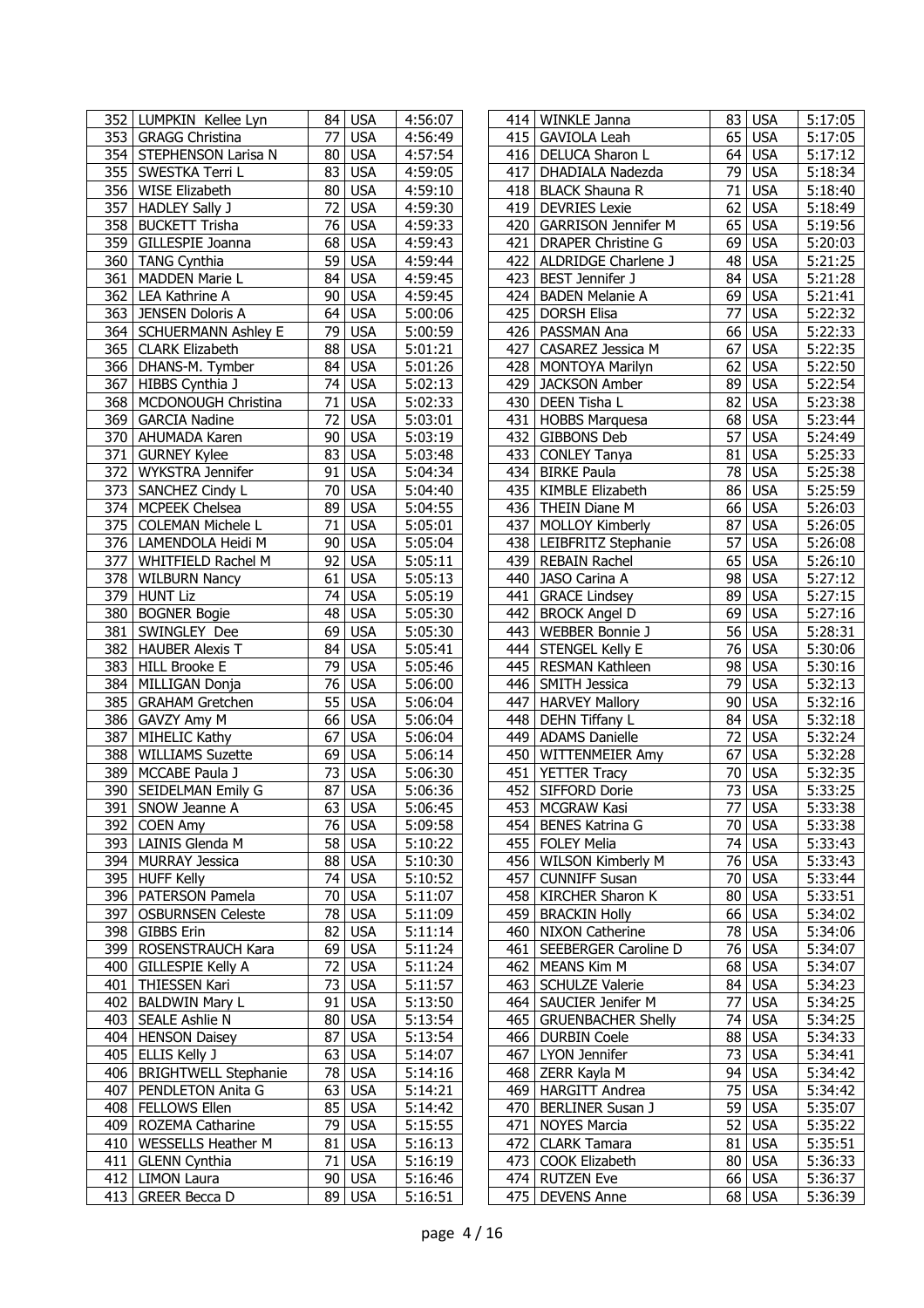| | | | | |
|---|---|---|---|---|
| 352 | LUMPKIN Kellee Lyn | 84 | USA | 4:56:07 |
| 353 | GRAGG Christina | 77 | USA | 4:56:49 |
| 354 | STEPHENSON Larisa N | 80 | USA | 4:57:54 |
| 355 | SWESTKA Terri L | 83 | USA | 4:59:05 |
| 356 | WISE Elizabeth | 80 | USA | 4:59:10 |
| 357 | HADLEY Sally J | 72 | USA | 4:59:30 |
| 358 | BUCKETT Trisha | 76 | USA | 4:59:33 |
| 359 | GILLESPIE Joanna | 68 | USA | 4:59:43 |
| 360 | TANG Cynthia | 59 | USA | 4:59:44 |
| 361 | MADDEN Marie L | 84 | USA | 4:59:45 |
| 362 | LEA Kathrine A | 90 | USA | 4:59:45 |
| 363 | JENSEN Doloris A | 64 | USA | 5:00:06 |
| 364 | SCHUERMANN Ashley E | 79 | USA | 5:00:59 |
| 365 | CLARK Elizabeth | 88 | USA | 5:01:21 |
| 366 | DHANS-M. Tymber | 84 | USA | 5:01:26 |
| 367 | HIBBS Cynthia J | 74 | USA | 5:02:13 |
| 368 | MCDONOUGH Christina | 71 | USA | 5:02:33 |
| 369 | GARCIA Nadine | 72 | USA | 5:03:01 |
| 370 | AHUMADA Karen | 90 | USA | 5:03:19 |
| 371 | GURNEY Kylee | 83 | USA | 5:03:48 |
| 372 | WYKSTRA Jennifer | 91 | USA | 5:04:34 |
| 373 | SANCHEZ Cindy L | 70 | USA | 5:04:40 |
| 374 | MCPEEK Chelsea | 89 | USA | 5:04:55 |
| 375 | COLEMAN Michele L | 71 | USA | 5:05:01 |
| 376 | LAMENDOLA Heidi M | 90 | USA | 5:05:04 |
| 377 | WHITFIELD Rachel M | 92 | USA | 5:05:11 |
| 378 | WILBURN Nancy | 61 | USA | 5:05:13 |
| 379 | HUNT Liz | 74 | USA | 5:05:19 |
| 380 | BOGNER Bogie | 48 | USA | 5:05:30 |
| 381 | SWINGLEY Dee | 69 | USA | 5:05:30 |
| 382 | HAUBER Alexis T | 84 | USA | 5:05:41 |
| 383 | HILL Brooke E | 79 | USA | 5:05:46 |
| 384 | MILLIGAN Donja | 76 | USA | 5:06:00 |
| 385 | GRAHAM Gretchen | 55 | USA | 5:06:04 |
| 386 | GAVZY Amy M | 66 | USA | 5:06:04 |
| 387 | MIHELIC Kathy | 67 | USA | 5:06:04 |
| 388 | WILLIAMS Suzette | 69 | USA | 5:06:14 |
| 389 | MCCABE Paula J | 73 | USA | 5:06:30 |
| 390 | SEIDELMAN Emily G | 87 | USA | 5:06:36 |
| 391 | SNOW Jeanne A | 63 | USA | 5:06:45 |
| 392 | COEN Amy | 76 | USA | 5:09:58 |
| 393 | LAINIS Glenda M | 58 | USA | 5:10:22 |
| 394 | MURRAY Jessica | 88 | USA | 5:10:30 |
| 395 | HUFF Kelly | 74 | USA | 5:10:52 |
| 396 | PATERSON Pamela | 70 | USA | 5:11:07 |
| 397 | OSBURNSEN Celeste | 78 | USA | 5:11:09 |
| 398 | GIBBS Erin | 82 | USA | 5:11:14 |
| 399 | ROSENSTRAUCH Kara | 69 | USA | 5:11:24 |
| 400 | GILLESPIE Kelly A | 72 | USA | 5:11:24 |
| 401 | THIESSEN Kari | 73 | USA | 5:11:57 |
| 402 | BALDWIN Mary L | 91 | USA | 5:13:50 |
| 403 | SEALE Ashlie N | 80 | USA | 5:13:54 |
| 404 | HENSON Daisey | 87 | USA | 5:13:54 |
| 405 | ELLIS Kelly J | 63 | USA | 5:14:07 |
| 406 | BRIGHTWELL Stephanie | 78 | USA | 5:14:16 |
| 407 | PENDLETON Anita G | 63 | USA | 5:14:21 |
| 408 | FELLOWS Ellen | 85 | USA | 5:14:42 |
| 409 | ROZEMA Catharine | 79 | USA | 5:15:55 |
| 410 | WESSELLS Heather M | 81 | USA | 5:16:13 |
| 411 | GLENN Cynthia | 71 | USA | 5:16:19 |
| 412 | LIMON Laura | 90 | USA | 5:16:46 |
| 413 | GREER Becca D | 89 | USA | 5:16:51 |
| 414 | WINKLE Janna | 83 | USA | 5:17:05 |
| 415 | GAVIOLA Leah | 65 | USA | 5:17:05 |
| 416 | DELUCA Sharon L | 64 | USA | 5:17:12 |
| 417 | DHADIALA Nadezda | 79 | USA | 5:18:34 |
| 418 | BLACK Shauna R | 71 | USA | 5:18:40 |
| 419 | DEVRIES Lexie | 62 | USA | 5:18:49 |
| 420 | GARRISON Jennifer M | 65 | USA | 5:19:56 |
| 421 | DRAPER Christine G | 69 | USA | 5:20:03 |
| 422 | ALDRIDGE Charlene J | 48 | USA | 5:21:25 |
| 423 | BEST Jennifer J | 84 | USA | 5:21:28 |
| 424 | BADEN Melanie A | 69 | USA | 5:21:41 |
| 425 | DORSH Elisa | 77 | USA | 5:22:32 |
| 426 | PASSMAN Ana | 66 | USA | 5:22:33 |
| 427 | CASAREZ Jessica M | 67 | USA | 5:22:35 |
| 428 | MONTOYA Marilyn | 62 | USA | 5:22:50 |
| 429 | JACKSON Amber | 89 | USA | 5:22:54 |
| 430 | DEEN Tisha L | 82 | USA | 5:23:38 |
| 431 | HOBBS Marquesa | 68 | USA | 5:23:44 |
| 432 | GIBBONS Deb | 57 | USA | 5:24:49 |
| 433 | CONLEY Tanya | 81 | USA | 5:25:33 |
| 434 | BIRKE Paula | 78 | USA | 5:25:38 |
| 435 | KIMBLE Elizabeth | 86 | USA | 5:25:59 |
| 436 | THEIN Diane M | 66 | USA | 5:26:03 |
| 437 | MOLLOY Kimberly | 87 | USA | 5:26:05 |
| 438 | LEIBFRITZ Stephanie | 57 | USA | 5:26:08 |
| 439 | REBAIN Rachel | 65 | USA | 5:26:10 |
| 440 | JASO Carina A | 98 | USA | 5:27:12 |
| 441 | GRACE Lindsey | 89 | USA | 5:27:15 |
| 442 | BROCK Angel D | 69 | USA | 5:27:16 |
| 443 | WEBBER Bonnie J | 56 | USA | 5:28:31 |
| 444 | STENGEL Kelly E | 76 | USA | 5:30:06 |
| 445 | RESMAN Kathleen | 98 | USA | 5:30:16 |
| 446 | SMITH Jessica | 79 | USA | 5:32:13 |
| 447 | HARVEY Mallory | 90 | USA | 5:32:16 |
| 448 | DEHN Tiffany L | 84 | USA | 5:32:18 |
| 449 | ADAMS Danielle | 72 | USA | 5:32:24 |
| 450 | WITTENMEIER Amy | 67 | USA | 5:32:28 |
| 451 | YETTER Tracy | 70 | USA | 5:32:35 |
| 452 | SIFFORD Dorie | 73 | USA | 5:33:25 |
| 453 | MCGRAW Kasi | 77 | USA | 5:33:38 |
| 454 | BENES Katrina G | 70 | USA | 5:33:38 |
| 455 | FOLEY Melia | 74 | USA | 5:33:43 |
| 456 | WILSON Kimberly M | 76 | USA | 5:33:43 |
| 457 | CUNNIFF Susan | 70 | USA | 5:33:44 |
| 458 | KIRCHER Sharon K | 80 | USA | 5:33:51 |
| 459 | BRACKIN Holly | 66 | USA | 5:34:02 |
| 460 | NIXON Catherine | 78 | USA | 5:34:06 |
| 461 | SEEBERGER Caroline D | 76 | USA | 5:34:07 |
| 462 | MEANS Kim M | 68 | USA | 5:34:07 |
| 463 | SCHULZE Valerie | 84 | USA | 5:34:23 |
| 464 | SAUCIER Jenifer M | 77 | USA | 5:34:25 |
| 465 | GRUENBACHER Shelly | 74 | USA | 5:34:25 |
| 466 | DURBIN Coele | 88 | USA | 5:34:33 |
| 467 | LYON Jennifer | 73 | USA | 5:34:41 |
| 468 | ZERR Kayla M | 94 | USA | 5:34:42 |
| 469 | HARGITT Andrea | 75 | USA | 5:34:42 |
| 470 | BERLINER Susan J | 59 | USA | 5:35:07 |
| 471 | NOYES Marcia | 52 | USA | 5:35:22 |
| 472 | CLARK Tamara | 81 | USA | 5:35:51 |
| 473 | COOK Elizabeth | 80 | USA | 5:36:33 |
| 474 | RUTZEN Eve | 66 | USA | 5:36:37 |
| 475 | DEVENS Anne | 68 | USA | 5:36:39 |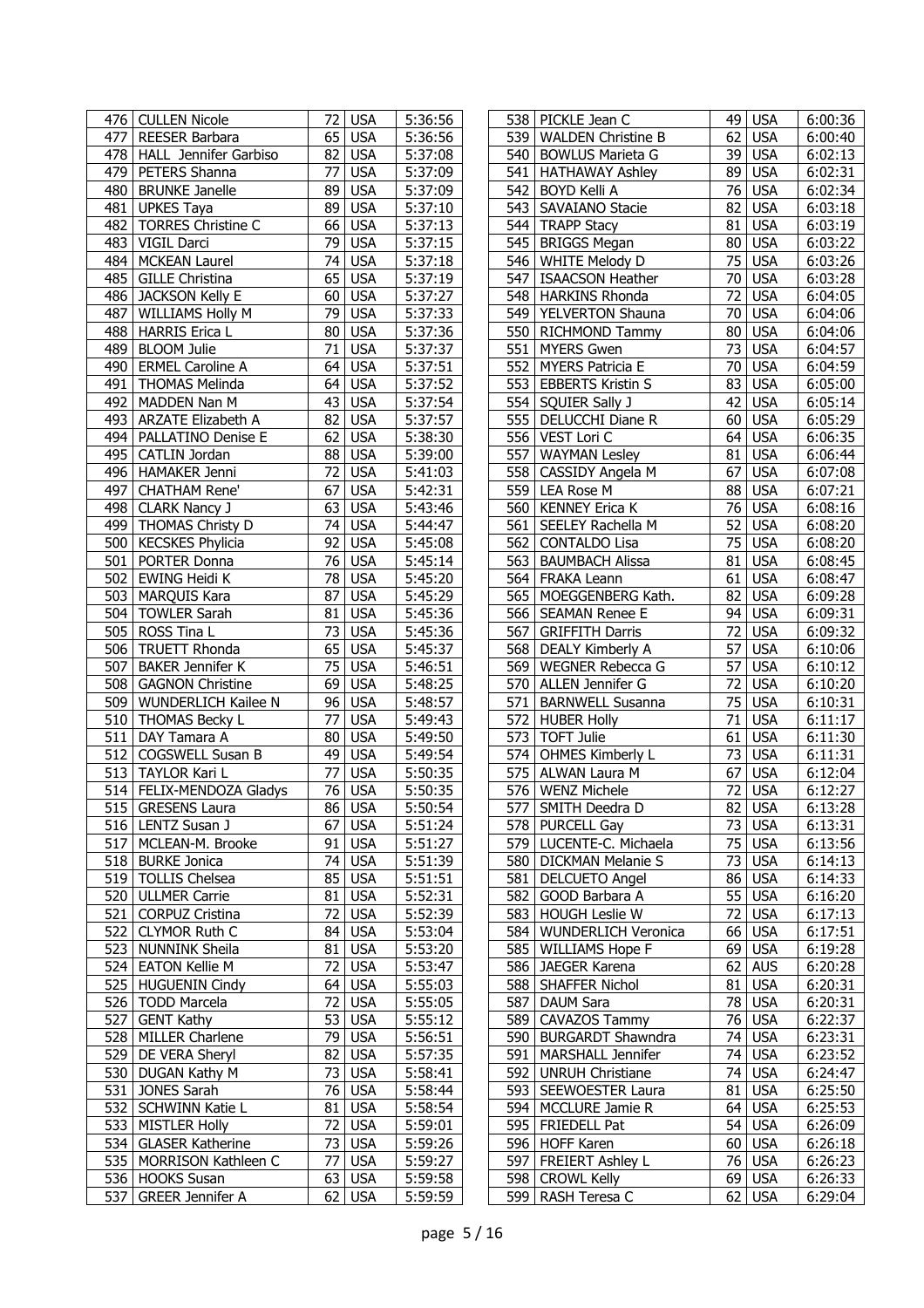| | | | | |
|---|---|---|---|---|
| 476 | CULLEN Nicole | 72 | USA | 5:36:56 |
| 477 | REESER Barbara | 65 | USA | 5:36:56 |
| 478 | HALL Jennifer Garbiso | 82 | USA | 5:37:08 |
| 479 | PETERS Shanna | 77 | USA | 5:37:09 |
| 480 | BRUNKE Janelle | 89 | USA | 5:37:09 |
| 481 | UPKES Taya | 89 | USA | 5:37:10 |
| 482 | TORRES Christine C | 66 | USA | 5:37:13 |
| 483 | VIGIL Darci | 79 | USA | 5:37:15 |
| 484 | MCKEAN Laurel | 74 | USA | 5:37:18 |
| 485 | GILLE Christina | 65 | USA | 5:37:19 |
| 486 | JACKSON Kelly E | 60 | USA | 5:37:27 |
| 487 | WILLIAMS Holly M | 79 | USA | 5:37:33 |
| 488 | HARRIS Erica L | 80 | USA | 5:37:36 |
| 489 | BLOOM Julie | 71 | USA | 5:37:37 |
| 490 | ERMEL Caroline A | 64 | USA | 5:37:51 |
| 491 | THOMAS Melinda | 64 | USA | 5:37:52 |
| 492 | MADDEN Nan M | 43 | USA | 5:37:54 |
| 493 | ARZATE Elizabeth A | 82 | USA | 5:37:57 |
| 494 | PALLATINO Denise E | 62 | USA | 5:38:30 |
| 495 | CATLIN Jordan | 88 | USA | 5:39:00 |
| 496 | HAMAKER Jenni | 72 | USA | 5:41:03 |
| 497 | CHATHAM Rene' | 67 | USA | 5:42:31 |
| 498 | CLARK Nancy J | 63 | USA | 5:43:46 |
| 499 | THOMAS Christy D | 74 | USA | 5:44:47 |
| 500 | KECSKES Phylicia | 92 | USA | 5:45:08 |
| 501 | PORTER Donna | 76 | USA | 5:45:14 |
| 502 | EWING Heidi K | 78 | USA | 5:45:20 |
| 503 | MARQUIS Kara | 87 | USA | 5:45:29 |
| 504 | TOWLER Sarah | 81 | USA | 5:45:36 |
| 505 | ROSS Tina L | 73 | USA | 5:45:36 |
| 506 | TRUETT Rhonda | 65 | USA | 5:45:37 |
| 507 | BAKER Jennifer K | 75 | USA | 5:46:51 |
| 508 | GAGNON Christine | 69 | USA | 5:48:25 |
| 509 | WUNDERLICH Kailee N | 96 | USA | 5:48:57 |
| 510 | THOMAS Becky L | 77 | USA | 5:49:43 |
| 511 | DAY Tamara A | 80 | USA | 5:49:50 |
| 512 | COGSWELL Susan B | 49 | USA | 5:49:54 |
| 513 | TAYLOR Kari L | 77 | USA | 5:50:35 |
| 514 | FELIX-MENDOZA Gladys | 76 | USA | 5:50:35 |
| 515 | GRESENS Laura | 86 | USA | 5:50:54 |
| 516 | LENTZ Susan J | 67 | USA | 5:51:24 |
| 517 | MCLEAN-M. Brooke | 91 | USA | 5:51:27 |
| 518 | BURKE Jonica | 74 | USA | 5:51:39 |
| 519 | TOLLIS Chelsea | 85 | USA | 5:51:51 |
| 520 | ULLMER Carrie | 81 | USA | 5:52:31 |
| 521 | CORPUZ Cristina | 72 | USA | 5:52:39 |
| 522 | CLYMOR Ruth C | 84 | USA | 5:53:04 |
| 523 | NUNNINK Sheila | 81 | USA | 5:53:20 |
| 524 | EATON Kellie M | 72 | USA | 5:53:47 |
| 525 | HUGUENIN Cindy | 64 | USA | 5:55:03 |
| 526 | TODD Marcela | 72 | USA | 5:55:05 |
| 527 | GENT Kathy | 53 | USA | 5:55:12 |
| 528 | MILLER Charlene | 79 | USA | 5:56:51 |
| 529 | DE VERA Sheryl | 82 | USA | 5:57:35 |
| 530 | DUGAN Kathy M | 73 | USA | 5:58:41 |
| 531 | JONES Sarah | 76 | USA | 5:58:44 |
| 532 | SCHWINN Katie L | 81 | USA | 5:58:54 |
| 533 | MISTLER Holly | 72 | USA | 5:59:01 |
| 534 | GLASER Katherine | 73 | USA | 5:59:26 |
| 535 | MORRISON Kathleen C | 77 | USA | 5:59:27 |
| 536 | HOOKS Susan | 63 | USA | 5:59:58 |
| 537 | GREER Jennifer A | 62 | USA | 5:59:59 |
| 538 | PICKLE Jean C | 49 | USA | 6:00:36 |
| 539 | WALDEN Christine B | 62 | USA | 6:00:40 |
| 540 | BOWLUS Marieta G | 39 | USA | 6:02:13 |
| 541 | HATHAWAY Ashley | 89 | USA | 6:02:31 |
| 542 | BOYD Kelli A | 76 | USA | 6:02:34 |
| 543 | SAVAIANO Stacie | 82 | USA | 6:03:18 |
| 544 | TRAPP Stacy | 81 | USA | 6:03:19 |
| 545 | BRIGGS Megan | 80 | USA | 6:03:22 |
| 546 | WHITE Melody D | 75 | USA | 6:03:26 |
| 547 | ISAACSON Heather | 70 | USA | 6:03:28 |
| 548 | HARKINS Rhonda | 72 | USA | 6:04:05 |
| 549 | YELVERTON Shauna | 70 | USA | 6:04:06 |
| 550 | RICHMOND Tammy | 80 | USA | 6:04:06 |
| 551 | MYERS Gwen | 73 | USA | 6:04:57 |
| 552 | MYERS Patricia E | 70 | USA | 6:04:59 |
| 553 | EBBERTS Kristin S | 83 | USA | 6:05:00 |
| 554 | SQUIER Sally J | 42 | USA | 6:05:14 |
| 555 | DELUCCHI Diane R | 60 | USA | 6:05:29 |
| 556 | VEST Lori C | 64 | USA | 6:06:35 |
| 557 | WAYMAN Lesley | 81 | USA | 6:06:44 |
| 558 | CASSIDY Angela M | 67 | USA | 6:07:08 |
| 559 | LEA Rose M | 88 | USA | 6:07:21 |
| 560 | KENNEY Erica K | 76 | USA | 6:08:16 |
| 561 | SEELEY Rachella M | 52 | USA | 6:08:20 |
| 562 | CONTALDO Lisa | 75 | USA | 6:08:20 |
| 563 | BAUMBACH Alissa | 81 | USA | 6:08:45 |
| 564 | FRAKA Leann | 61 | USA | 6:08:47 |
| 565 | MOEGGENBERG Kath. | 82 | USA | 6:09:28 |
| 566 | SEAMAN Renee E | 94 | USA | 6:09:31 |
| 567 | GRIFFITH Darris | 72 | USA | 6:09:32 |
| 568 | DEALY Kimberly A | 57 | USA | 6:10:06 |
| 569 | WEGNER Rebecca G | 57 | USA | 6:10:12 |
| 570 | ALLEN Jennifer G | 72 | USA | 6:10:20 |
| 571 | BARNWELL Susanna | 75 | USA | 6:10:31 |
| 572 | HUBER Holly | 71 | USA | 6:11:17 |
| 573 | TOFT Julie | 61 | USA | 6:11:30 |
| 574 | OHMES Kimberly L | 73 | USA | 6:11:31 |
| 575 | ALWAN Laura M | 67 | USA | 6:12:04 |
| 576 | WENZ Michele | 72 | USA | 6:12:27 |
| 577 | SMITH Deedra D | 82 | USA | 6:13:28 |
| 578 | PURCELL Gay | 73 | USA | 6:13:31 |
| 579 | LUCENTE-C. Michaela | 75 | USA | 6:13:56 |
| 580 | DICKMAN Melanie S | 73 | USA | 6:14:13 |
| 581 | DELCUETO Angel | 86 | USA | 6:14:33 |
| 582 | GOOD Barbara A | 55 | USA | 6:16:20 |
| 583 | HOUGH Leslie W | 72 | USA | 6:17:13 |
| 584 | WUNDERLICH Veronica | 66 | USA | 6:17:51 |
| 585 | WILLIAMS Hope F | 69 | USA | 6:19:28 |
| 586 | JAEGER Karena | 62 | AUS | 6:20:28 |
| 588 | SHAFFER Nichol | 81 | USA | 6:20:31 |
| 587 | DAUM Sara | 78 | USA | 6:20:31 |
| 589 | CAVAZOS Tammy | 76 | USA | 6:22:37 |
| 590 | BURGARDT Shawndra | 74 | USA | 6:23:31 |
| 591 | MARSHALL Jennifer | 74 | USA | 6:23:52 |
| 592 | UNRUH Christiane | 74 | USA | 6:24:47 |
| 593 | SEEWOESTER Laura | 81 | USA | 6:25:50 |
| 594 | MCCLURE Jamie R | 64 | USA | 6:25:53 |
| 595 | FRIEDELL Pat | 54 | USA | 6:26:09 |
| 596 | HOFF Karen | 60 | USA | 6:26:18 |
| 597 | FREIERT Ashley L | 76 | USA | 6:26:23 |
| 598 | CROWL Kelly | 69 | USA | 6:26:33 |
| 599 | RASH Teresa C | 62 | USA | 6:29:04 |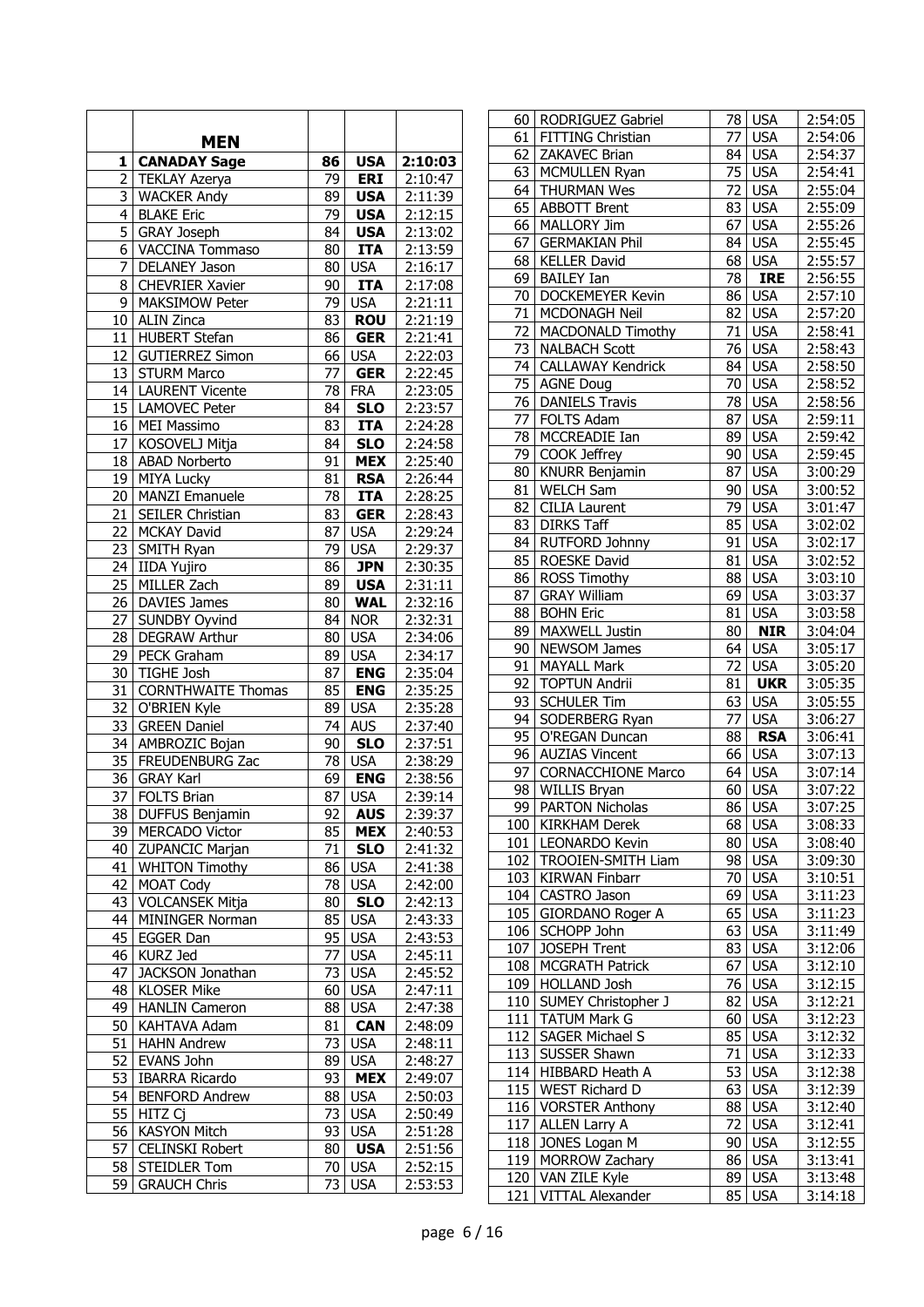| | MEN | | | |
|---|---|---|---|---|
| **1** | **CANADAY Sage** | **86** | **USA** | **2:10:03** |
| 2 | TEKLAY Azerya | 79 | **ERI** | 2:10:47 |
| 3 | WACKER Andy | 89 | **USA** | 2:11:39 |
| 4 | BLAKE Eric | 79 | **USA** | 2:12:15 |
| 5 | GRAY Joseph | 84 | **USA** | 2:13:02 |
| 6 | VACCINA Tommaso | 80 | **ITA** | 2:13:59 |
| 7 | DELANEY Jason | 80 | USA | 2:16:17 |
| 8 | CHEVRIER Xavier | 90 | **ITA** | 2:17:08 |
| 9 | MAKSIMOW Peter | 79 | USA | 2:21:11 |
| 10 | ALIN Zinca | 83 | **ROU** | 2:21:19 |
| 11 | HUBERT Stefan | 86 | **GER** | 2:21:41 |
| 12 | GUTIERREZ Simon | 66 | USA | 2:22:03 |
| 13 | STURM Marco | 77 | **GER** | 2:22:45 |
| 14 | LAURENT Vicente | 78 | FRA | 2:23:05 |
| 15 | LAMOVEC Peter | 84 | **SLO** | 2:23:57 |
| 16 | MEI Massimo | 83 | **ITA** | 2:24:28 |
| 17 | KOSOVELJ Mitja | 84 | **SLO** | 2:24:58 |
| 18 | ABAD Norberto | 91 | **MEX** | 2:25:40 |
| 19 | MIYA Lucky | 81 | **RSA** | 2:26:44 |
| 20 | MANZI Emanuele | 78 | **ITA** | 2:28:25 |
| 21 | SEILER Christian | 83 | **GER** | 2:28:43 |
| 22 | MCKAY David | 87 | USA | 2:29:24 |
| 23 | SMITH Ryan | 79 | USA | 2:29:37 |
| 24 | IIDA Yujiro | 86 | **JPN** | 2:30:35 |
| 25 | MILLER Zach | 89 | **USA** | 2:31:11 |
| 26 | DAVIES James | 80 | **WAL** | 2:32:16 |
| 27 | SUNDBY Oyvind | 84 | NOR | 2:32:31 |
| 28 | DEGRAW Arthur | 80 | USA | 2:34:06 |
| 29 | PECK Graham | 89 | USA | 2:34:17 |
| 30 | TIGHE Josh | 87 | **ENG** | 2:35:04 |
| 31 | CORNTHWAITE Thomas | 85 | **ENG** | 2:35:25 |
| 32 | O'BRIEN Kyle | 89 | USA | 2:35:28 |
| 33 | GREEN Daniel | 74 | AUS | 2:37:40 |
| 34 | AMBROZIC Bojan | 90 | **SLO** | 2:37:51 |
| 35 | FREUDENBURG Zac | 78 | USA | 2:38:29 |
| 36 | GRAY Karl | 69 | **ENG** | 2:38:56 |
| 37 | FOLTS Brian | 87 | USA | 2:39:14 |
| 38 | DUFFUS Benjamin | 92 | **AUS** | 2:39:37 |
| 39 | MERCADO Victor | 85 | **MEX** | 2:40:53 |
| 40 | ZUPANCIC Marjan | 71 | **SLO** | 2:41:32 |
| 41 | WHITON Timothy | 86 | USA | 2:41:38 |
| 42 | MOAT Cody | 78 | USA | 2:42:00 |
| 43 | VOLCANSEK Mitja | 80 | **SLO** | 2:42:13 |
| 44 | MININGER Norman | 85 | USA | 2:43:33 |
| 45 | EGGER Dan | 95 | USA | 2:43:53 |
| 46 | KURZ Jed | 77 | USA | 2:45:11 |
| 47 | JACKSON Jonathan | 73 | USA | 2:45:52 |
| 48 | KLOSER Mike | 60 | USA | 2:47:11 |
| 49 | HANLIN Cameron | 88 | USA | 2:47:38 |
| 50 | KAHTAVA Adam | 81 | **CAN** | 2:48:09 |
| 51 | HAHN Andrew | 73 | USA | 2:48:11 |
| 52 | EVANS John | 89 | USA | 2:48:27 |
| 53 | IBARRA Ricardo | 93 | **MEX** | 2:49:07 |
| 54 | BENFORD Andrew | 88 | USA | 2:50:03 |
| 55 | HITZ Cj | 73 | USA | 2:50:49 |
| 56 | KASYON Mitch | 93 | USA | 2:51:28 |
| 57 | CELINSKI Robert | 80 | **USA** | 2:51:56 |
| 58 | STEIDLER Tom | 70 | USA | 2:52:15 |
| 59 | GRAUCH Chris | 73 | USA | 2:53:53 |
| 60 | RODRIGUEZ Gabriel | 78 | USA | 2:54:05 |
| 61 | FITTING Christian | 77 | USA | 2:54:06 |
| 62 | ZAKAVEC Brian | 84 | USA | 2:54:37 |
| 63 | MCMULLEN Ryan | 75 | USA | 2:54:41 |
| 64 | THURMAN Wes | 72 | USA | 2:55:04 |
| 65 | ABBOTT Brent | 83 | USA | 2:55:09 |
| 66 | MALLORY Jim | 67 | USA | 2:55:26 |
| 67 | GERMAKIAN Phil | 84 | USA | 2:55:45 |
| 68 | KELLER David | 68 | USA | 2:55:57 |
| 69 | BAILEY Ian | 78 | **IRE** | 2:56:55 |
| 70 | DOCKEMEYER Kevin | 86 | USA | 2:57:10 |
| 71 | MCDONAGH Neil | 82 | USA | 2:57:20 |
| 72 | MACDONALD Timothy | 71 | USA | 2:58:41 |
| 73 | NALBACH Scott | 76 | USA | 2:58:43 |
| 74 | CALLAWAY Kendrick | 84 | USA | 2:58:50 |
| 75 | AGNE Doug | 70 | USA | 2:58:52 |
| 76 | DANIELS Travis | 78 | USA | 2:58:56 |
| 77 | FOLTS Adam | 87 | USA | 2:59:11 |
| 78 | MCCREADIE Ian | 89 | USA | 2:59:42 |
| 79 | COOK Jeffrey | 90 | USA | 2:59:45 |
| 80 | KNURR Benjamin | 87 | USA | 3:00:29 |
| 81 | WELCH Sam | 90 | USA | 3:00:52 |
| 82 | CILIA Laurent | 79 | USA | 3:01:47 |
| 83 | DIRKS Taff | 85 | USA | 3:02:02 |
| 84 | RUTFORD Johnny | 91 | USA | 3:02:17 |
| 85 | ROESKE David | 81 | USA | 3:02:52 |
| 86 | ROSS Timothy | 88 | USA | 3:03:10 |
| 87 | GRAY William | 69 | USA | 3:03:37 |
| 88 | BOHN Eric | 81 | USA | 3:03:58 |
| 89 | MAXWELL Justin | 80 | **NIR** | 3:04:04 |
| 90 | NEWSOM James | 64 | USA | 3:05:17 |
| 91 | MAYALL Mark | 72 | USA | 3:05:20 |
| 92 | TOPTUN Andrii | 81 | **UKR** | 3:05:35 |
| 93 | SCHULER Tim | 63 | USA | 3:05:55 |
| 94 | SODERBERG Ryan | 77 | USA | 3:06:27 |
| 95 | O'REGAN Duncan | 88 | **RSA** | 3:06:41 |
| 96 | AUZIAS Vincent | 66 | USA | 3:07:13 |
| 97 | CORNACCHIONE Marco | 64 | USA | 3:07:14 |
| 98 | WILLIS Bryan | 60 | USA | 3:07:22 |
| 99 | PARTON Nicholas | 86 | USA | 3:07:25 |
| 100 | KIRKHAM Derek | 68 | USA | 3:08:33 |
| 101 | LEONARDO Kevin | 80 | USA | 3:08:40 |
| 102 | TROOIEN-SMITH Liam | 98 | USA | 3:09:30 |
| 103 | KIRWAN Finbarr | 70 | USA | 3:10:51 |
| 104 | CASTRO Jason | 69 | USA | 3:11:23 |
| 105 | GIORDANO Roger A | 65 | USA | 3:11:23 |
| 106 | SCHOPP John | 63 | USA | 3:11:49 |
| 107 | JOSEPH Trent | 83 | USA | 3:12:06 |
| 108 | MCGRATH Patrick | 67 | USA | 3:12:10 |
| 109 | HOLLAND Josh | 76 | USA | 3:12:15 |
| 110 | SUMEY Christopher J | 82 | USA | 3:12:21 |
| 111 | TATUM Mark G | 60 | USA | 3:12:23 |
| 112 | SAGER Michael S | 85 | USA | 3:12:32 |
| 113 | SUSSER Shawn | 71 | USA | 3:12:33 |
| 114 | HIBBARD Heath A | 53 | USA | 3:12:38 |
| 115 | WEST Richard D | 63 | USA | 3:12:39 |
| 116 | VORSTER Anthony | 88 | USA | 3:12:40 |
| 117 | ALLEN Larry A | 72 | USA | 3:12:41 |
| 118 | JONES Logan M | 90 | USA | 3:12:55 |
| 119 | MORROW Zachary | 86 | USA | 3:13:41 |
| 120 | VAN ZILE Kyle | 89 | USA | 3:13:48 |
| 121 | VITTAL Alexander | 85 | USA | 3:14:18 |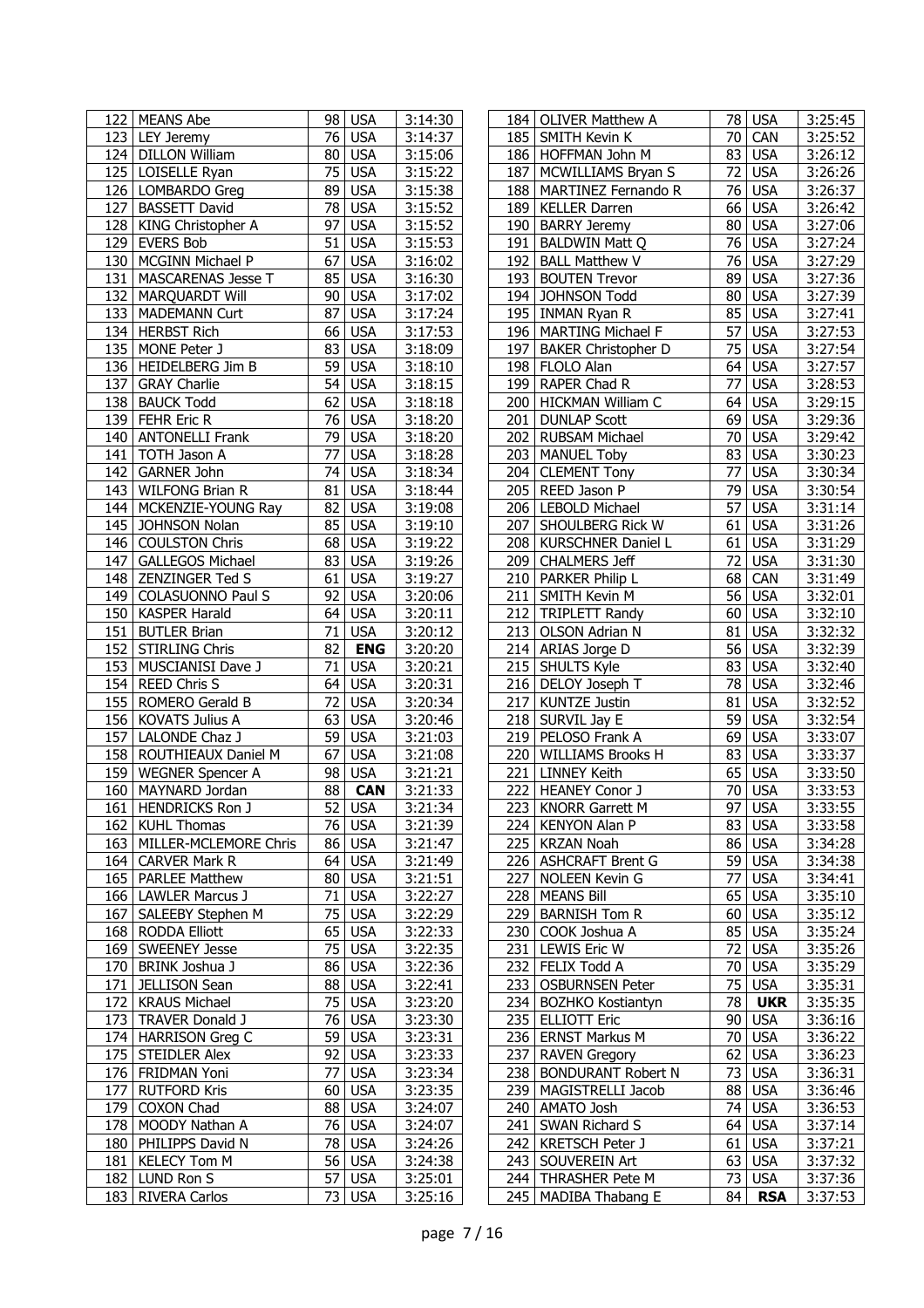| | | | | |
|---|---|---|---|---|
| 122 | MEANS Abe | 98 | USA | 3:14:30 |
| 123 | LEY Jeremy | 76 | USA | 3:14:37 |
| 124 | DILLON William | 80 | USA | 3:15:06 |
| 125 | LOISELLE Ryan | 75 | USA | 3:15:22 |
| 126 | LOMBARDO Greg | 89 | USA | 3:15:38 |
| 127 | BASSETT David | 78 | USA | 3:15:52 |
| 128 | KING Christopher A | 97 | USA | 3:15:52 |
| 129 | EVERS Bob | 51 | USA | 3:15:53 |
| 130 | MCGINN Michael P | 67 | USA | 3:16:02 |
| 131 | MASCARENAS Jesse T | 85 | USA | 3:16:30 |
| 132 | MARQUARDT Will | 90 | USA | 3:17:02 |
| 133 | MADEMANN Curt | 87 | USA | 3:17:24 |
| 134 | HERBST Rich | 66 | USA | 3:17:53 |
| 135 | MONE Peter J | 83 | USA | 3:18:09 |
| 136 | HEIDELBERG Jim B | 59 | USA | 3:18:10 |
| 137 | GRAY Charlie | 54 | USA | 3:18:15 |
| 138 | BAUCK Todd | 62 | USA | 3:18:18 |
| 139 | FEHR Eric R | 76 | USA | 3:18:20 |
| 140 | ANTONELLI Frank | 79 | USA | 3:18:20 |
| 141 | TOTH Jason A | 77 | USA | 3:18:28 |
| 142 | GARNER John | 74 | USA | 3:18:34 |
| 143 | WILFONG Brian R | 81 | USA | 3:18:44 |
| 144 | MCKENZIE-YOUNG Ray | 82 | USA | 3:19:08 |
| 145 | JOHNSON Nolan | 85 | USA | 3:19:10 |
| 146 | COULSTON Chris | 68 | USA | 3:19:22 |
| 147 | GALLEGOS Michael | 83 | USA | 3:19:26 |
| 148 | ZENZINGER Ted S | 61 | USA | 3:19:27 |
| 149 | COLASUONNO Paul S | 92 | USA | 3:20:06 |
| 150 | KASPER Harald | 64 | USA | 3:20:11 |
| 151 | BUTLER Brian | 71 | USA | 3:20:12 |
| 152 | STIRLING Chris | 82 | **ENG** | 3:20:20 |
| 153 | MUSCIANISI Dave J | 71 | USA | 3:20:21 |
| 154 | REED Chris S | 64 | USA | 3:20:31 |
| 155 | ROMERO Gerald B | 72 | USA | 3:20:34 |
| 156 | KOVATS Julius A | 63 | USA | 3:20:46 |
| 157 | LALONDE Chaz J | 59 | USA | 3:21:03 |
| 158 | ROUTHIEAUX Daniel M | 67 | USA | 3:21:08 |
| 159 | WEGNER Spencer A | 98 | USA | 3:21:21 |
| 160 | MAYNARD Jordan | 88 | **CAN** | 3:21:33 |
| 161 | HENDRICKS Ron J | 52 | USA | 3:21:34 |
| 162 | KUHL Thomas | 76 | USA | 3:21:39 |
| 163 | MILLER-MCLEMORE Chris | 86 | USA | 3:21:47 |
| 164 | CARVER Mark R | 64 | USA | 3:21:49 |
| 165 | PARLEE Matthew | 80 | USA | 3:21:51 |
| 166 | LAWLER Marcus J | 71 | USA | 3:22:27 |
| 167 | SALEEBY Stephen M | 75 | USA | 3:22:29 |
| 168 | RODDA Elliott | 65 | USA | 3:22:33 |
| 169 | SWEENEY Jesse | 75 | USA | 3:22:35 |
| 170 | BRINK Joshua J | 86 | USA | 3:22:36 |
| 171 | JELLISON Sean | 88 | USA | 3:22:41 |
| 172 | KRAUS Michael | 75 | USA | 3:23:20 |
| 173 | TRAVER Donald J | 76 | USA | 3:23:30 |
| 174 | HARRISON Greg C | 59 | USA | 3:23:31 |
| 175 | STEIDLER Alex | 92 | USA | 3:23:33 |
| 176 | FRIDMAN Yoni | 77 | USA | 3:23:34 |
| 177 | RUTFORD Kris | 60 | USA | 3:23:35 |
| 179 | COXON Chad | 88 | USA | 3:24:07 |
| 178 | MOODY Nathan A | 76 | USA | 3:24:07 |
| 180 | PHILIPPS David N | 78 | USA | 3:24:26 |
| 181 | KELECY Tom M | 56 | USA | 3:24:38 |
| 182 | LUND Ron S | 57 | USA | 3:25:01 |
| 183 | RIVERA Carlos | 73 | USA | 3:25:16 |
| 184 | OLIVER Matthew A | 78 | USA | 3:25:45 |
| 185 | SMITH Kevin K | 70 | CAN | 3:25:52 |
| 186 | HOFFMAN John M | 83 | USA | 3:26:12 |
| 187 | MCWILLIAMS Bryan S | 72 | USA | 3:26:26 |
| 188 | MARTINEZ Fernando R | 76 | USA | 3:26:37 |
| 189 | KELLER Darren | 66 | USA | 3:26:42 |
| 190 | BARRY Jeremy | 80 | USA | 3:27:06 |
| 191 | BALDWIN Matt Q | 76 | USA | 3:27:24 |
| 192 | BALL Matthew V | 76 | USA | 3:27:29 |
| 193 | BOUTEN Trevor | 89 | USA | 3:27:36 |
| 194 | JOHNSON Todd | 80 | USA | 3:27:39 |
| 195 | INMAN Ryan R | 85 | USA | 3:27:41 |
| 196 | MARTING Michael F | 57 | USA | 3:27:53 |
| 197 | BAKER Christopher D | 75 | USA | 3:27:54 |
| 198 | FLOLO Alan | 64 | USA | 3:27:57 |
| 199 | RAPER Chad R | 77 | USA | 3:28:53 |
| 200 | HICKMAN William C | 64 | USA | 3:29:15 |
| 201 | DUNLAP Scott | 69 | USA | 3:29:36 |
| 202 | RUBSAM Michael | 70 | USA | 3:29:42 |
| 203 | MANUEL Toby | 83 | USA | 3:30:23 |
| 204 | CLEMENT Tony | 77 | USA | 3:30:34 |
| 205 | REED Jason P | 79 | USA | 3:30:54 |
| 206 | LEBOLD Michael | 57 | USA | 3:31:14 |
| 207 | SHOULBERG Rick W | 61 | USA | 3:31:26 |
| 208 | KURSCHNER Daniel L | 61 | USA | 3:31:29 |
| 209 | CHALMERS Jeff | 72 | USA | 3:31:30 |
| 210 | PARKER Philip L | 68 | CAN | 3:31:49 |
| 211 | SMITH Kevin M | 56 | USA | 3:32:01 |
| 212 | TRIPLETT Randy | 60 | USA | 3:32:10 |
| 213 | OLSON Adrian N | 81 | USA | 3:32:32 |
| 214 | ARIAS Jorge D | 56 | USA | 3:32:39 |
| 215 | SHULTS Kyle | 83 | USA | 3:32:40 |
| 216 | DELOY Joseph T | 78 | USA | 3:32:46 |
| 217 | KUNTZE Justin | 81 | USA | 3:32:52 |
| 218 | SURVIL Jay E | 59 | USA | 3:32:54 |
| 219 | PELOSO Frank A | 69 | USA | 3:33:07 |
| 220 | WILLIAMS Brooks H | 83 | USA | 3:33:37 |
| 221 | LINNEY Keith | 65 | USA | 3:33:50 |
| 222 | HEANEY Conor J | 70 | USA | 3:33:53 |
| 223 | KNORR Garrett M | 97 | USA | 3:33:55 |
| 224 | KENYON Alan P | 83 | USA | 3:33:58 |
| 225 | KRZAN Noah | 86 | USA | 3:34:28 |
| 226 | ASHCRAFT Brent G | 59 | USA | 3:34:38 |
| 227 | NOLEEN Kevin G | 77 | USA | 3:34:41 |
| 228 | MEANS Bill | 65 | USA | 3:35:10 |
| 229 | BARNISH Tom R | 60 | USA | 3:35:12 |
| 230 | COOK Joshua A | 85 | USA | 3:35:24 |
| 231 | LEWIS Eric W | 72 | USA | 3:35:26 |
| 232 | FELIX Todd A | 70 | USA | 3:35:29 |
| 233 | OSBURNSEN Peter | 75 | USA | 3:35:31 |
| 234 | BOZHKO Kostiantyn | 78 | **UKR** | 3:35:35 |
| 235 | ELLIOTT Eric | 90 | USA | 3:36:16 |
| 236 | ERNST Markus M | 70 | USA | 3:36:22 |
| 237 | RAVEN Gregory | 62 | USA | 3:36:23 |
| 238 | BONDURANT Robert N | 73 | USA | 3:36:31 |
| 239 | MAGISTRELLI Jacob | 88 | USA | 3:36:46 |
| 240 | AMATO Josh | 74 | USA | 3:36:53 |
| 241 | SWAN Richard S | 64 | USA | 3:37:14 |
| 242 | KRETSCH Peter J | 61 | USA | 3:37:21 |
| 243 | SOUVEREIN Art | 63 | USA | 3:37:32 |
| 244 | THRASHER Pete M | 73 | USA | 3:37:36 |
| 245 | MADIBA Thabang E | 84 | **RSA** | 3:37:53 |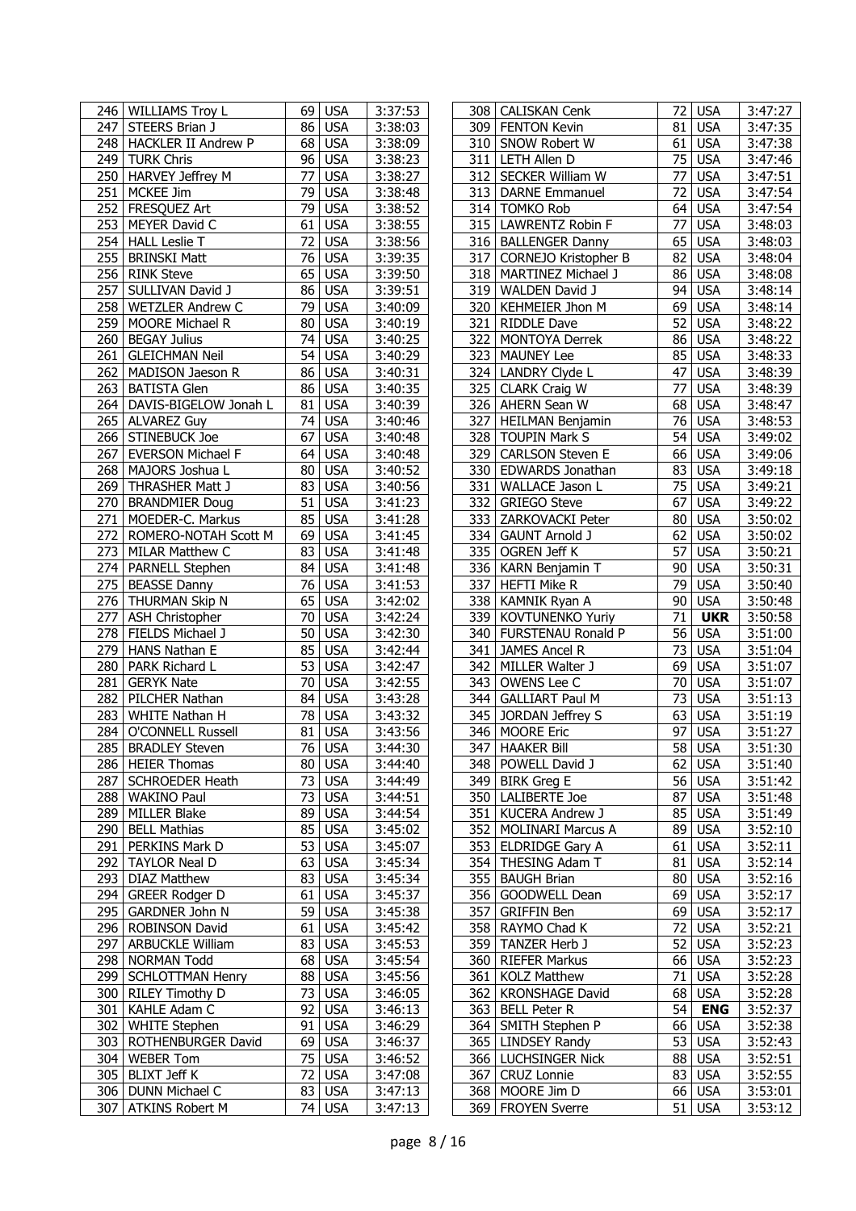| | | | | |
|---|---|---|---|---|
| 246 | WILLIAMS Troy L | 69 | USA | 3:37:53 |
| 247 | STEERS Brian J | 86 | USA | 3:38:03 |
| 248 | HACKLER II Andrew P | 68 | USA | 3:38:09 |
| 249 | TURK Chris | 96 | USA | 3:38:23 |
| 250 | HARVEY Jeffrey M | 77 | USA | 3:38:27 |
| 251 | MCKEE Jim | 79 | USA | 3:38:48 |
| 252 | FRESQUEZ Art | 79 | USA | 3:38:52 |
| 253 | MEYER David C | 61 | USA | 3:38:55 |
| 254 | HALL Leslie T | 72 | USA | 3:38:56 |
| 255 | BRINSKI Matt | 76 | USA | 3:39:35 |
| 256 | RINK Steve | 65 | USA | 3:39:50 |
| 257 | SULLIVAN David J | 86 | USA | 3:39:51 |
| 258 | WETZLER Andrew C | 79 | USA | 3:40:09 |
| 259 | MOORE Michael R | 80 | USA | 3:40:19 |
| 260 | BEGAY Julius | 74 | USA | 3:40:25 |
| 261 | GLEICHMAN Neil | 54 | USA | 3:40:29 |
| 262 | MADISON Jaeson R | 86 | USA | 3:40:31 |
| 263 | BATISTA Glen | 86 | USA | 3:40:35 |
| 264 | DAVIS-BIGELOW Jonah L | 81 | USA | 3:40:39 |
| 265 | ALVAREZ Guy | 74 | USA | 3:40:46 |
| 266 | STINEBUCK Joe | 67 | USA | 3:40:48 |
| 267 | EVERSON Michael F | 64 | USA | 3:40:48 |
| 268 | MAJORS Joshua L | 80 | USA | 3:40:52 |
| 269 | THRASHER Matt J | 83 | USA | 3:40:56 |
| 270 | BRANDMIER Doug | 51 | USA | 3:41:23 |
| 271 | MOEDER-C. Markus | 85 | USA | 3:41:28 |
| 272 | ROMERO-NOTAH Scott M | 69 | USA | 3:41:45 |
| 273 | MILAR Matthew C | 83 | USA | 3:41:48 |
| 274 | PARNELL Stephen | 84 | USA | 3:41:48 |
| 275 | BEASSE Danny | 76 | USA | 3:41:53 |
| 276 | THURMAN Skip N | 65 | USA | 3:42:02 |
| 277 | ASH Christopher | 70 | USA | 3:42:24 |
| 278 | FIELDS Michael J | 50 | USA | 3:42:30 |
| 279 | HANS Nathan E | 85 | USA | 3:42:44 |
| 280 | PARK Richard L | 53 | USA | 3:42:47 |
| 281 | GERYK Nate | 70 | USA | 3:42:55 |
| 282 | PILCHER Nathan | 84 | USA | 3:43:28 |
| 283 | WHITE Nathan H | 78 | USA | 3:43:32 |
| 284 | O'CONNELL Russell | 81 | USA | 3:43:56 |
| 285 | BRADLEY Steven | 76 | USA | 3:44:30 |
| 286 | HEIER Thomas | 80 | USA | 3:44:40 |
| 287 | SCHROEDER Heath | 73 | USA | 3:44:49 |
| 288 | WAKINO Paul | 73 | USA | 3:44:51 |
| 289 | MILLER Blake | 89 | USA | 3:44:54 |
| 290 | BELL Mathias | 85 | USA | 3:45:02 |
| 291 | PERKINS Mark D | 53 | USA | 3:45:07 |
| 292 | TAYLOR Neal D | 63 | USA | 3:45:34 |
| 293 | DIAZ Matthew | 83 | USA | 3:45:34 |
| 294 | GREER Rodger D | 61 | USA | 3:45:37 |
| 295 | GARDNER John N | 59 | USA | 3:45:38 |
| 296 | ROBINSON David | 61 | USA | 3:45:42 |
| 297 | ARBUCKLE William | 83 | USA | 3:45:53 |
| 298 | NORMAN Todd | 68 | USA | 3:45:54 |
| 299 | SCHLOTTMAN Henry | 88 | USA | 3:45:56 |
| 300 | RILEY Timothy D | 73 | USA | 3:46:05 |
| 301 | KAHLE Adam C | 92 | USA | 3:46:13 |
| 302 | WHITE Stephen | 91 | USA | 3:46:29 |
| 303 | ROTHENBURGER David | 69 | USA | 3:46:37 |
| 304 | WEBER Tom | 75 | USA | 3:46:52 |
| 305 | BLIXT Jeff K | 72 | USA | 3:47:08 |
| 306 | DUNN Michael C | 83 | USA | 3:47:13 |
| 307 | ATKINS Robert M | 74 | USA | 3:47:13 |
| 308 | CALISKAN Cenk | 72 | USA | 3:47:27 |
| 309 | FENTON Kevin | 81 | USA | 3:47:35 |
| 310 | SNOW Robert W | 61 | USA | 3:47:38 |
| 311 | LETH Allen D | 75 | USA | 3:47:46 |
| 312 | SECKER William W | 77 | USA | 3:47:51 |
| 313 | DARNE Emmanuel | 72 | USA | 3:47:54 |
| 314 | TOMKO Rob | 64 | USA | 3:47:54 |
| 315 | LAWRENTZ Robin F | 77 | USA | 3:48:03 |
| 316 | BALLENGER Danny | 65 | USA | 3:48:03 |
| 317 | CORNEJO Kristopher B | 82 | USA | 3:48:04 |
| 318 | MARTINEZ Michael J | 86 | USA | 3:48:08 |
| 319 | WALDEN David J | 94 | USA | 3:48:14 |
| 320 | KEHMEIER Jhon M | 69 | USA | 3:48:14 |
| 321 | RIDDLE Dave | 52 | USA | 3:48:22 |
| 322 | MONTOYA Derrek | 86 | USA | 3:48:22 |
| 323 | MAUNEY Lee | 85 | USA | 3:48:33 |
| 324 | LANDRY Clyde L | 47 | USA | 3:48:39 |
| 325 | CLARK Craig W | 77 | USA | 3:48:39 |
| 326 | AHERN Sean W | 68 | USA | 3:48:47 |
| 327 | HEILMAN Benjamin | 76 | USA | 3:48:53 |
| 328 | TOUPIN Mark S | 54 | USA | 3:49:02 |
| 329 | CARLSON Steven E | 66 | USA | 3:49:06 |
| 330 | EDWARDS Jonathan | 83 | USA | 3:49:18 |
| 331 | WALLACE Jason L | 75 | USA | 3:49:21 |
| 332 | GRIEGO Steve | 67 | USA | 3:49:22 |
| 333 | ZARKOVACKI Peter | 80 | USA | 3:50:02 |
| 334 | GAUNT Arnold J | 62 | USA | 3:50:02 |
| 335 | OGREN Jeff K | 57 | USA | 3:50:21 |
| 336 | KARN Benjamin T | 90 | USA | 3:50:31 |
| 337 | HEFTI Mike R | 79 | USA | 3:50:40 |
| 338 | KAMNIK Ryan A | 90 | USA | 3:50:48 |
| 339 | KOVTUNENKO Yuriy | 71 | **UKR** | 3:50:58 |
| 340 | FURSTENAU Ronald P | 56 | USA | 3:51:00 |
| 341 | JAMES Ancel R | 73 | USA | 3:51:04 |
| 342 | MILLER Walter J | 69 | USA | 3:51:07 |
| 343 | OWENS Lee C | 70 | USA | 3:51:07 |
| 344 | GALLIART Paul M | 73 | USA | 3:51:13 |
| 345 | JORDAN Jeffrey S | 63 | USA | 3:51:19 |
| 346 | MOORE Eric | 97 | USA | 3:51:27 |
| 347 | HAAKER Bill | 58 | USA | 3:51:30 |
| 348 | POWELL David J | 62 | USA | 3:51:40 |
| 349 | BIRK Greg E | 56 | USA | 3:51:42 |
| 350 | LALIBERTE Joe | 87 | USA | 3:51:48 |
| 351 | KUCERA Andrew J | 85 | USA | 3:51:49 |
| 352 | MOLINARI Marcus A | 89 | USA | 3:52:10 |
| 353 | ELDRIDGE Gary A | 61 | USA | 3:52:11 |
| 354 | THESING Adam T | 81 | USA | 3:52:14 |
| 355 | BAUGH Brian | 80 | USA | 3:52:16 |
| 356 | GOODWELL Dean | 69 | USA | 3:52:17 |
| 357 | GRIFFIN Ben | 69 | USA | 3:52:17 |
| 358 | RAYMO Chad K | 72 | USA | 3:52:21 |
| 359 | TANZER Herb J | 52 | USA | 3:52:23 |
| 360 | RIEFER Markus | 66 | USA | 3:52:23 |
| 361 | KOLZ Matthew | 71 | USA | 3:52:28 |
| 362 | KRONSHAGE David | 68 | USA | 3:52:28 |
| 363 | BELL Peter R | 54 | **ENG** | 3:52:37 |
| 364 | SMITH Stephen P | 66 | USA | 3:52:38 |
| 365 | LINDSEY Randy | 53 | USA | 3:52:43 |
| 366 | LUCHSINGER Nick | 88 | USA | 3:52:51 |
| 367 | CRUZ Lonnie | 83 | USA | 3:52:55 |
| 368 | MOORE Jim D | 66 | USA | 3:53:01 |
| 369 | FROYEN Sverre | 51 | USA | 3:53:12 |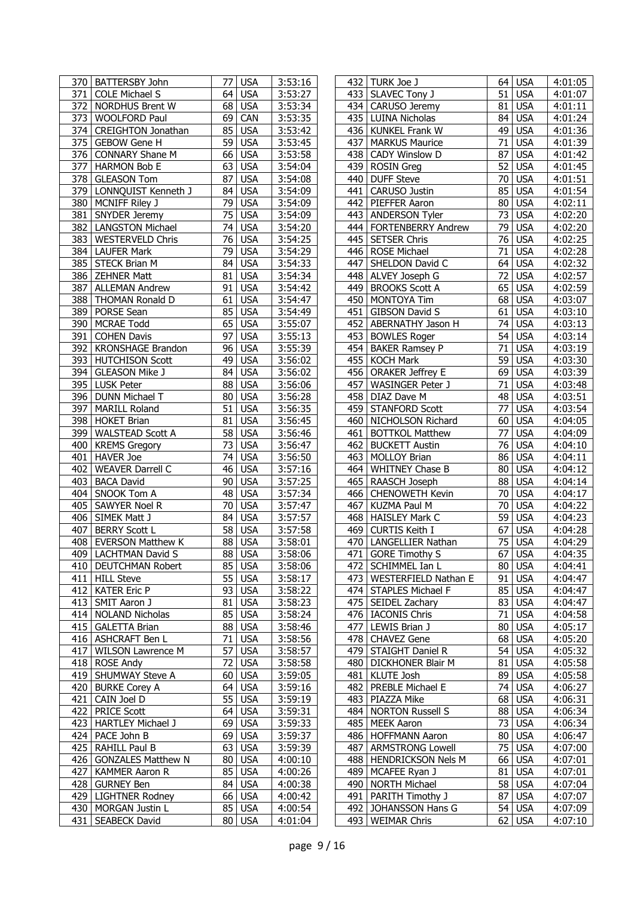| | | | | |
|---|---|---|---|---|
| 370 | BATTERSBY John | 77 | USA | 3:53:16 |
| 371 | COLE Michael S | 64 | USA | 3:53:27 |
| 372 | NORDHUS Brent W | 68 | USA | 3:53:34 |
| 373 | WOOLFORD Paul | 69 | CAN | 3:53:35 |
| 374 | CREIGHTON Jonathan | 85 | USA | 3:53:42 |
| 375 | GEBOW Gene H | 59 | USA | 3:53:45 |
| 376 | CONNARY Shane M | 66 | USA | 3:53:58 |
| 377 | HARMON Bob E | 63 | USA | 3:54:04 |
| 378 | GLEASON Tom | 87 | USA | 3:54:08 |
| 379 | LONNQUIST Kenneth J | 84 | USA | 3:54:09 |
| 380 | MCNIFF Riley J | 79 | USA | 3:54:09 |
| 381 | SNYDER Jeremy | 75 | USA | 3:54:09 |
| 382 | LANGSTON Michael | 74 | USA | 3:54:20 |
| 383 | WESTERVELD Chris | 76 | USA | 3:54:25 |
| 384 | LAUFER Mark | 79 | USA | 3:54:29 |
| 385 | STECK Brian M | 84 | USA | 3:54:33 |
| 386 | ZEHNER Matt | 81 | USA | 3:54:34 |
| 387 | ALLEMAN Andrew | 91 | USA | 3:54:42 |
| 388 | THOMAN Ronald D | 61 | USA | 3:54:47 |
| 389 | PORSE Sean | 85 | USA | 3:54:49 |
| 390 | MCRAE Todd | 65 | USA | 3:55:07 |
| 391 | COHEN Davis | 97 | USA | 3:55:13 |
| 392 | KRONSHAGE Brandon | 96 | USA | 3:55:39 |
| 393 | HUTCHISON Scott | 49 | USA | 3:56:02 |
| 394 | GLEASON Mike J | 84 | USA | 3:56:02 |
| 395 | LUSK Peter | 88 | USA | 3:56:06 |
| 396 | DUNN Michael T | 80 | USA | 3:56:28 |
| 397 | MARILL Roland | 51 | USA | 3:56:35 |
| 398 | HOKET Brian | 81 | USA | 3:56:45 |
| 399 | WALSTEAD Scott A | 58 | USA | 3:56:46 |
| 400 | KREMS Gregory | 73 | USA | 3:56:47 |
| 401 | HAVER Joe | 74 | USA | 3:56:50 |
| 402 | WEAVER Darrell C | 46 | USA | 3:57:16 |
| 403 | BACA David | 90 | USA | 3:57:25 |
| 404 | SNOOK Tom A | 48 | USA | 3:57:34 |
| 405 | SAWYER Noel R | 70 | USA | 3:57:47 |
| 406 | SIMEK Matt J | 84 | USA | 3:57:57 |
| 407 | BERRY Scott L | 58 | USA | 3:57:58 |
| 408 | EVERSON Matthew K | 88 | USA | 3:58:01 |
| 409 | LACHTMAN David S | 88 | USA | 3:58:06 |
| 410 | DEUTCHMAN Robert | 85 | USA | 3:58:06 |
| 411 | HILL Steve | 55 | USA | 3:58:17 |
| 412 | KATER Eric P | 93 | USA | 3:58:22 |
| 413 | SMIT Aaron J | 81 | USA | 3:58:23 |
| 414 | NOLAND Nicholas | 85 | USA | 3:58:24 |
| 415 | GALETTA Brian | 88 | USA | 3:58:46 |
| 416 | ASHCRAFT Ben L | 71 | USA | 3:58:56 |
| 417 | WILSON Lawrence M | 57 | USA | 3:58:57 |
| 418 | ROSE Andy | 72 | USA | 3:58:58 |
| 419 | SHUMWAY Steve A | 60 | USA | 3:59:05 |
| 420 | BURKE Corey A | 64 | USA | 3:59:16 |
| 421 | CAIN Joel D | 55 | USA | 3:59:19 |
| 422 | PRICE Scott | 64 | USA | 3:59:31 |
| 423 | HARTLEY Michael J | 69 | USA | 3:59:33 |
| 424 | PACE John B | 69 | USA | 3:59:37 |
| 425 | RAHILL Paul B | 63 | USA | 3:59:39 |
| 426 | GONZALES Matthew N | 80 | USA | 4:00:10 |
| 427 | KAMMER Aaron R | 85 | USA | 4:00:26 |
| 428 | GURNEY Ben | 84 | USA | 4:00:38 |
| 429 | LIGHTNER Rodney | 66 | USA | 4:00:42 |
| 430 | MORGAN Justin L | 85 | USA | 4:00:54 |
| 431 | SEABECK David | 80 | USA | 4:01:04 |
| 432 | TURK Joe J | 64 | USA | 4:01:05 |
| 433 | SLAVEC Tony J | 51 | USA | 4:01:07 |
| 434 | CARUSO Jeremy | 81 | USA | 4:01:11 |
| 435 | LUINA Nicholas | 84 | USA | 4:01:24 |
| 436 | KUNKEL Frank W | 49 | USA | 4:01:36 |
| 437 | MARKUS Maurice | 71 | USA | 4:01:39 |
| 438 | CADY Winslow D | 87 | USA | 4:01:42 |
| 439 | ROSIN Greg | 52 | USA | 4:01:45 |
| 440 | DUFF Steve | 70 | USA | 4:01:51 |
| 441 | CARUSO Justin | 85 | USA | 4:01:54 |
| 442 | PIEFFER Aaron | 80 | USA | 4:02:11 |
| 443 | ANDERSON Tyler | 73 | USA | 4:02:20 |
| 444 | FORTENBERRY Andrew | 79 | USA | 4:02:20 |
| 445 | SETSER Chris | 76 | USA | 4:02:25 |
| 446 | ROSE Michael | 71 | USA | 4:02:28 |
| 447 | SHELDON David C | 64 | USA | 4:02:32 |
| 448 | ALVEY Joseph G | 72 | USA | 4:02:57 |
| 449 | BROOKS Scott A | 65 | USA | 4:02:59 |
| 450 | MONTOYA Tim | 68 | USA | 4:03:07 |
| 451 | GIBSON David S | 61 | USA | 4:03:10 |
| 452 | ABERNATHY Jason H | 74 | USA | 4:03:13 |
| 453 | BOWLES Roger | 54 | USA | 4:03:14 |
| 454 | BAKER Ramsey P | 71 | USA | 4:03:19 |
| 455 | KOCH Mark | 59 | USA | 4:03:30 |
| 456 | ORAKER Jeffrey E | 69 | USA | 4:03:39 |
| 457 | WASINGER Peter J | 71 | USA | 4:03:48 |
| 458 | DIAZ Dave M | 48 | USA | 4:03:51 |
| 459 | STANFORD Scott | 77 | USA | 4:03:54 |
| 460 | NICHOLSON Richard | 60 | USA | 4:04:05 |
| 461 | BOTTKOL Matthew | 77 | USA | 4:04:09 |
| 462 | BUCKETT Austin | 76 | USA | 4:04:10 |
| 463 | MOLLOY Brian | 86 | USA | 4:04:11 |
| 464 | WHITNEY Chase B | 80 | USA | 4:04:12 |
| 465 | RAASCH Joseph | 88 | USA | 4:04:14 |
| 466 | CHENOWETH Kevin | 70 | USA | 4:04:17 |
| 467 | KUZMA Paul M | 70 | USA | 4:04:22 |
| 468 | HAISLEY Mark C | 59 | USA | 4:04:23 |
| 469 | CURTIS Keith I | 67 | USA | 4:04:28 |
| 470 | LANGELLIER Nathan | 75 | USA | 4:04:29 |
| 471 | GORE Timothy S | 67 | USA | 4:04:35 |
| 472 | SCHIMMEL Ian L | 80 | USA | 4:04:41 |
| 473 | WESTERFIELD Nathan E | 91 | USA | 4:04:47 |
| 474 | STAPLES Michael F | 85 | USA | 4:04:47 |
| 475 | SEIDEL Zachary | 83 | USA | 4:04:47 |
| 476 | IACONIS Chris | 71 | USA | 4:04:58 |
| 477 | LEWIS Brian J | 80 | USA | 4:05:17 |
| 478 | CHAVEZ Gene | 68 | USA | 4:05:20 |
| 479 | STAIGHT Daniel R | 54 | USA | 4:05:32 |
| 480 | DICKHONER Blair M | 81 | USA | 4:05:58 |
| 481 | KLUTE Josh | 89 | USA | 4:05:58 |
| 482 | PREBLE Michael E | 74 | USA | 4:06:27 |
| 483 | PIAZZA Mike | 68 | USA | 4:06:31 |
| 484 | NORTON Russell S | 88 | USA | 4:06:34 |
| 485 | MEEK Aaron | 73 | USA | 4:06:34 |
| 486 | HOFFMANN Aaron | 80 | USA | 4:06:47 |
| 487 | ARMSTRONG Lowell | 75 | USA | 4:07:00 |
| 488 | HENDRICKSON Nels M | 66 | USA | 4:07:01 |
| 489 | MCAFEE Ryan J | 81 | USA | 4:07:01 |
| 490 | NORTH Michael | 58 | USA | 4:07:04 |
| 491 | PARITH Timothy J | 87 | USA | 4:07:07 |
| 492 | JOHANSSON Hans G | 54 | USA | 4:07:09 |
| 493 | WEIMAR Chris | 62 | USA | 4:07:10 |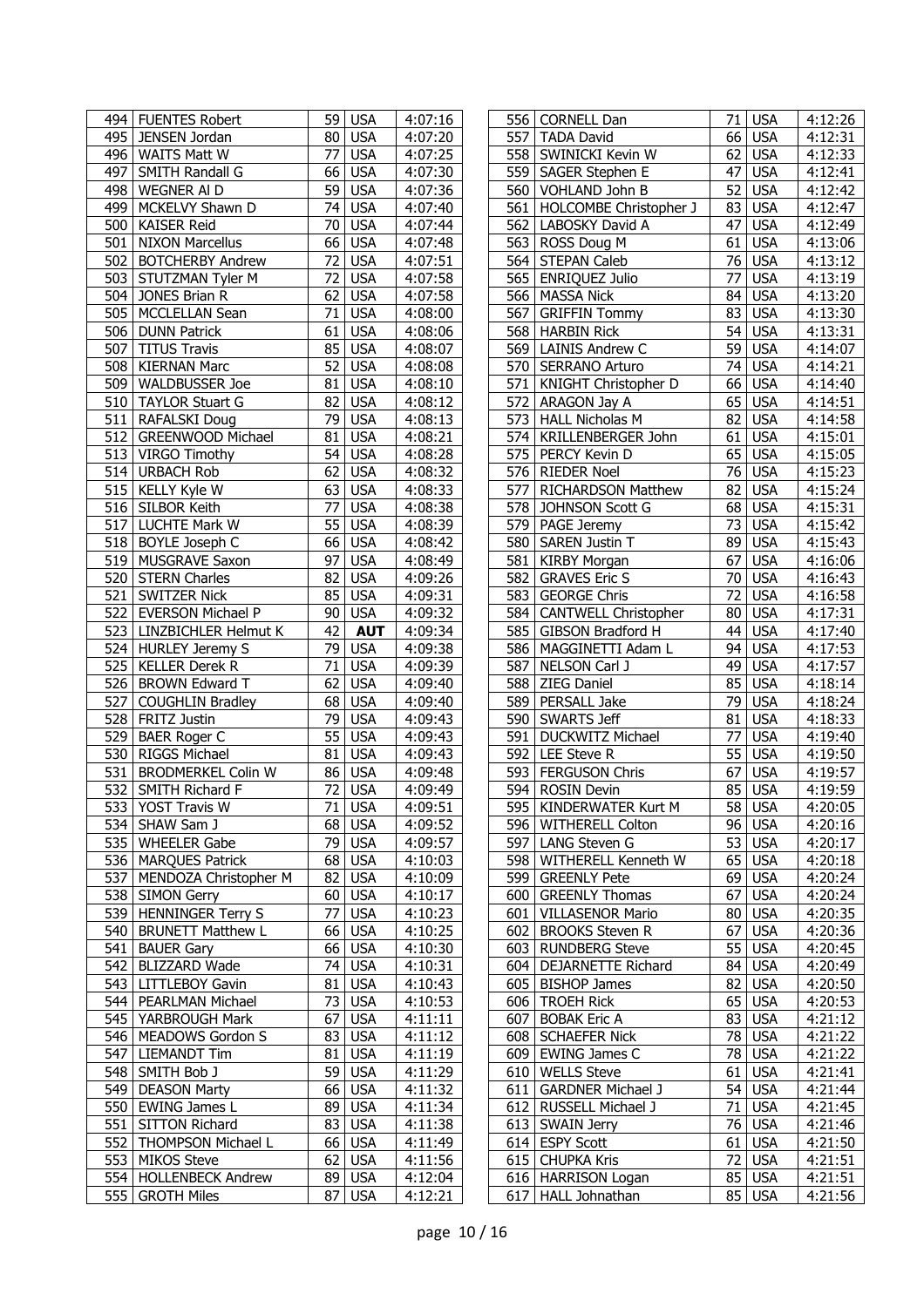| | | | | |
|---|---|---|---|---|
| 494 | FUENTES Robert | 59 | USA | 4:07:16 |
| 495 | JENSEN Jordan | 80 | USA | 4:07:20 |
| 496 | WAITS Matt W | 77 | USA | 4:07:25 |
| 497 | SMITH Randall G | 66 | USA | 4:07:30 |
| 498 | WEGNER Al D | 59 | USA | 4:07:36 |
| 499 | MCKELVY Shawn D | 74 | USA | 4:07:40 |
| 500 | KAISER Reid | 70 | USA | 4:07:44 |
| 501 | NIXON Marcellus | 66 | USA | 4:07:48 |
| 502 | BOTCHERBY Andrew | 72 | USA | 4:07:51 |
| 503 | STUTZMAN Tyler M | 72 | USA | 4:07:58 |
| 504 | JONES Brian R | 62 | USA | 4:07:58 |
| 505 | MCCLELLAN Sean | 71 | USA | 4:08:00 |
| 506 | DUNN Patrick | 61 | USA | 4:08:06 |
| 507 | TITUS Travis | 85 | USA | 4:08:07 |
| 508 | KIERNAN Marc | 52 | USA | 4:08:08 |
| 509 | WALDBUSSER Joe | 81 | USA | 4:08:10 |
| 510 | TAYLOR Stuart G | 82 | USA | 4:08:12 |
| 511 | RAFALSKI Doug | 79 | USA | 4:08:13 |
| 512 | GREENWOOD Michael | 81 | USA | 4:08:21 |
| 513 | VIRGO Timothy | 54 | USA | 4:08:28 |
| 514 | URBACH Rob | 62 | USA | 4:08:32 |
| 515 | KELLY Kyle W | 63 | USA | 4:08:33 |
| 516 | SILBOR Keith | 77 | USA | 4:08:38 |
| 517 | LUCHTE Mark W | 55 | USA | 4:08:39 |
| 518 | BOYLE Joseph C | 66 | USA | 4:08:42 |
| 519 | MUSGRAVE Saxon | 97 | USA | 4:08:49 |
| 520 | STERN Charles | 82 | USA | 4:09:26 |
| 521 | SWITZER Nick | 85 | USA | 4:09:31 |
| 522 | EVERSON Michael P | 90 | USA | 4:09:32 |
| 523 | LINZBICHLER Helmut K | 42 | **AUT** | 4:09:34 |
| 524 | HURLEY Jeremy S | 79 | USA | 4:09:38 |
| 525 | KELLER Derek R | 71 | USA | 4:09:39 |
| 526 | BROWN Edward T | 62 | USA | 4:09:40 |
| 527 | COUGHLIN Bradley | 68 | USA | 4:09:40 |
| 528 | FRITZ Justin | 79 | USA | 4:09:43 |
| 529 | BAER Roger C | 55 | USA | 4:09:43 |
| 530 | RIGGS Michael | 81 | USA | 4:09:43 |
| 531 | BRODMERKEL Colin W | 86 | USA | 4:09:48 |
| 532 | SMITH Richard F | 72 | USA | 4:09:49 |
| 533 | YOST Travis W | 71 | USA | 4:09:51 |
| 534 | SHAW Sam J | 68 | USA | 4:09:52 |
| 535 | WHEELER Gabe | 79 | USA | 4:09:57 |
| 536 | MARQUES Patrick | 68 | USA | 4:10:03 |
| 537 | MENDOZA Christopher M | 82 | USA | 4:10:09 |
| 538 | SIMON Gerry | 60 | USA | 4:10:17 |
| 539 | HENNINGER Terry S | 77 | USA | 4:10:23 |
| 540 | BRUNETT Matthew L | 66 | USA | 4:10:25 |
| 541 | BAUER Gary | 66 | USA | 4:10:30 |
| 542 | BLIZZARD Wade | 74 | USA | 4:10:31 |
| 543 | LITTLEBOY Gavin | 81 | USA | 4:10:43 |
| 544 | PEARLMAN Michael | 73 | USA | 4:10:53 |
| 545 | YARBROUGH Mark | 67 | USA | 4:11:11 |
| 546 | MEADOWS Gordon S | 83 | USA | 4:11:12 |
| 547 | LIEMANDT Tim | 81 | USA | 4:11:19 |
| 548 | SMITH Bob J | 59 | USA | 4:11:29 |
| 549 | DEASON Marty | 66 | USA | 4:11:32 |
| 550 | EWING James L | 89 | USA | 4:11:34 |
| 551 | SITTON Richard | 83 | USA | 4:11:38 |
| 552 | THOMPSON Michael L | 66 | USA | 4:11:49 |
| 553 | MIKOS Steve | 62 | USA | 4:11:56 |
| 554 | HOLLENBECK Andrew | 89 | USA | 4:12:04 |
| 555 | GROTH Miles | 87 | USA | 4:12:21 |
| 556 | CORNELL Dan | 71 | USA | 4:12:26 |
| 557 | TADA David | 66 | USA | 4:12:31 |
| 558 | SWINICKI Kevin W | 62 | USA | 4:12:33 |
| 559 | SAGER Stephen E | 47 | USA | 4:12:41 |
| 560 | VOHLAND John B | 52 | USA | 4:12:42 |
| 561 | HOLCOMBE Christopher J | 83 | USA | 4:12:47 |
| 562 | LABOSKY David A | 47 | USA | 4:12:49 |
| 563 | ROSS Doug M | 61 | USA | 4:13:06 |
| 564 | STEPAN Caleb | 76 | USA | 4:13:12 |
| 565 | ENRIQUEZ Julio | 77 | USA | 4:13:19 |
| 566 | MASSA Nick | 84 | USA | 4:13:20 |
| 567 | GRIFFIN Tommy | 83 | USA | 4:13:30 |
| 568 | HARBIN Rick | 54 | USA | 4:13:31 |
| 569 | LAINIS Andrew C | 59 | USA | 4:14:07 |
| 570 | SERRANO Arturo | 74 | USA | 4:14:21 |
| 571 | KNIGHT Christopher D | 66 | USA | 4:14:40 |
| 572 | ARAGON Jay A | 65 | USA | 4:14:51 |
| 573 | HALL Nicholas M | 82 | USA | 4:14:58 |
| 574 | KRILLENBERGER John | 61 | USA | 4:15:01 |
| 575 | PERCY Kevin D | 65 | USA | 4:15:05 |
| 576 | RIEDER Noel | 76 | USA | 4:15:23 |
| 577 | RICHARDSON Matthew | 82 | USA | 4:15:24 |
| 578 | JOHNSON Scott G | 68 | USA | 4:15:31 |
| 579 | PAGE Jeremy | 73 | USA | 4:15:42 |
| 580 | SAREN Justin T | 89 | USA | 4:15:43 |
| 581 | KIRBY Morgan | 67 | USA | 4:16:06 |
| 582 | GRAVES Eric S | 70 | USA | 4:16:43 |
| 583 | GEORGE Chris | 72 | USA | 4:16:58 |
| 584 | CANTWELL Christopher | 80 | USA | 4:17:31 |
| 585 | GIBSON Bradford H | 44 | USA | 4:17:40 |
| 586 | MAGGINETTI Adam L | 94 | USA | 4:17:53 |
| 587 | NELSON Carl J | 49 | USA | 4:17:57 |
| 588 | ZIEG Daniel | 85 | USA | 4:18:14 |
| 589 | PERSALL Jake | 79 | USA | 4:18:24 |
| 590 | SWARTS Jeff | 81 | USA | 4:18:33 |
| 591 | DUCKWITZ Michael | 77 | USA | 4:19:40 |
| 592 | LEE Steve R | 55 | USA | 4:19:50 |
| 593 | FERGUSON Chris | 67 | USA | 4:19:57 |
| 594 | ROSIN Devin | 85 | USA | 4:19:59 |
| 595 | KINDERWATER Kurt M | 58 | USA | 4:20:05 |
| 596 | WITHERELL Colton | 96 | USA | 4:20:16 |
| 597 | LANG Steven G | 53 | USA | 4:20:17 |
| 598 | WITHERELL Kenneth W | 65 | USA | 4:20:18 |
| 599 | GREENLY Pete | 69 | USA | 4:20:24 |
| 600 | GREENLY Thomas | 67 | USA | 4:20:24 |
| 601 | VILLASENOR Mario | 80 | USA | 4:20:35 |
| 602 | BROOKS Steven R | 67 | USA | 4:20:36 |
| 603 | RUNDBERG Steve | 55 | USA | 4:20:45 |
| 604 | DEJARNETTE Richard | 84 | USA | 4:20:49 |
| 605 | BISHOP James | 82 | USA | 4:20:50 |
| 606 | TROEH Rick | 65 | USA | 4:20:53 |
| 607 | BOBAK Eric A | 83 | USA | 4:21:12 |
| 608 | SCHAEFER Nick | 78 | USA | 4:21:22 |
| 609 | EWING James C | 78 | USA | 4:21:22 |
| 610 | WELLS Steve | 61 | USA | 4:21:41 |
| 611 | GARDNER Michael J | 54 | USA | 4:21:44 |
| 612 | RUSSELL Michael J | 71 | USA | 4:21:45 |
| 613 | SWAIN Jerry | 76 | USA | 4:21:46 |
| 614 | ESPY Scott | 61 | USA | 4:21:50 |
| 615 | CHUPKA Kris | 72 | USA | 4:21:51 |
| 616 | HARRISON Logan | 85 | USA | 4:21:51 |
| 617 | HALL Johnathan | 85 | USA | 4:21:56 |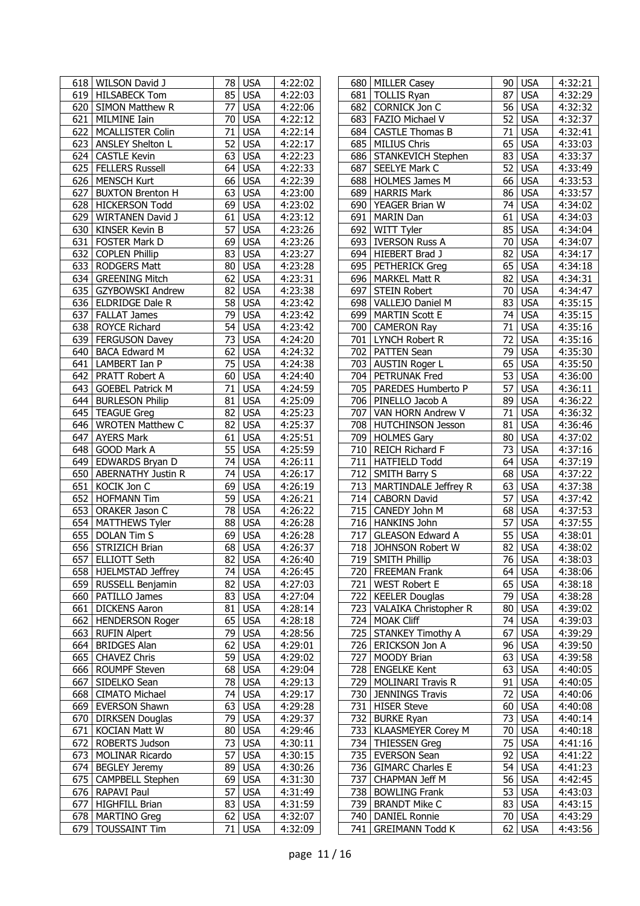| | | | | |
|---|---|---|---|---|
| 618 | WILSON David J | 78 | USA | 4:22:02 |
| 619 | HILSABECK Tom | 85 | USA | 4:22:03 |
| 620 | SIMON Matthew R | 77 | USA | 4:22:06 |
| 621 | MILMINE Iain | 70 | USA | 4:22:12 |
| 622 | MCALLISTER Colin | 71 | USA | 4:22:14 |
| 623 | ANSLEY Shelton L | 52 | USA | 4:22:17 |
| 624 | CASTLE Kevin | 63 | USA | 4:22:23 |
| 625 | FELLERS Russell | 64 | USA | 4:22:33 |
| 626 | MENSCH Kurt | 66 | USA | 4:22:39 |
| 627 | BUXTON Brenton H | 63 | USA | 4:23:00 |
| 628 | HICKERSON Todd | 69 | USA | 4:23:02 |
| 629 | WIRTANEN David J | 61 | USA | 4:23:12 |
| 630 | KINSER Kevin B | 57 | USA | 4:23:26 |
| 631 | FOSTER Mark D | 69 | USA | 4:23:26 |
| 632 | COPLEN Phillip | 83 | USA | 4:23:27 |
| 633 | RODGERS Matt | 80 | USA | 4:23:28 |
| 634 | GREENING Mitch | 62 | USA | 4:23:31 |
| 635 | GZYBOWSKI Andrew | 82 | USA | 4:23:38 |
| 636 | ELDRIDGE Dale R | 58 | USA | 4:23:42 |
| 637 | FALLAT James | 79 | USA | 4:23:42 |
| 638 | ROYCE Richard | 54 | USA | 4:23:42 |
| 639 | FERGUSON Davey | 73 | USA | 4:24:20 |
| 640 | BACA Edward M | 62 | USA | 4:24:32 |
| 641 | LAMBERT Ian P | 75 | USA | 4:24:38 |
| 642 | PRATT Robert A | 60 | USA | 4:24:40 |
| 643 | GOEBEL Patrick M | 71 | USA | 4:24:59 |
| 644 | BURLESON Philip | 81 | USA | 4:25:09 |
| 645 | TEAGUE Greg | 82 | USA | 4:25:23 |
| 646 | WROTEN Matthew C | 82 | USA | 4:25:37 |
| 647 | AYERS Mark | 61 | USA | 4:25:51 |
| 648 | GOOD Mark A | 55 | USA | 4:25:59 |
| 649 | EDWARDS Bryan D | 74 | USA | 4:26:11 |
| 650 | ABERNATHY Justin R | 74 | USA | 4:26:17 |
| 651 | KOCIK Jon C | 69 | USA | 4:26:19 |
| 652 | HOFMANN Tim | 59 | USA | 4:26:21 |
| 653 | ORAKER Jason C | 78 | USA | 4:26:22 |
| 654 | MATTHEWS Tyler | 88 | USA | 4:26:28 |
| 655 | DOLAN Tim S | 69 | USA | 4:26:28 |
| 656 | STRIZICH Brian | 68 | USA | 4:26:37 |
| 657 | ELLIOTT Seth | 82 | USA | 4:26:40 |
| 658 | HJELMSTAD Jeffrey | 74 | USA | 4:26:45 |
| 659 | RUSSELL Benjamin | 82 | USA | 4:27:03 |
| 660 | PATILLO James | 83 | USA | 4:27:04 |
| 661 | DICKENS Aaron | 81 | USA | 4:28:14 |
| 662 | HENDERSON Roger | 65 | USA | 4:28:18 |
| 663 | RUFIN Alpert | 79 | USA | 4:28:56 |
| 664 | BRIDGES Alan | 62 | USA | 4:29:01 |
| 665 | CHAVEZ Chris | 59 | USA | 4:29:02 |
| 666 | ROUMPF Steven | 68 | USA | 4:29:04 |
| 667 | SIDELKO Sean | 78 | USA | 4:29:13 |
| 668 | CIMATO Michael | 74 | USA | 4:29:17 |
| 669 | EVERSON Shawn | 63 | USA | 4:29:28 |
| 670 | DIRKSEN Douglas | 79 | USA | 4:29:37 |
| 671 | KOCIAN Matt W | 80 | USA | 4:29:46 |
| 672 | ROBERTS Judson | 73 | USA | 4:30:11 |
| 673 | MOLINAR Ricardo | 57 | USA | 4:30:15 |
| 674 | BEGLEY Jeremy | 89 | USA | 4:30:26 |
| 675 | CAMPBELL Stephen | 69 | USA | 4:31:30 |
| 676 | RAPAVI Paul | 57 | USA | 4:31:49 |
| 677 | HIGHFILL Brian | 83 | USA | 4:31:59 |
| 678 | MARTINO Greg | 62 | USA | 4:32:07 |
| 679 | TOUSSAINT Tim | 71 | USA | 4:32:09 |
| 680 | MILLER Casey | 90 | USA | 4:32:21 |
| 681 | TOLLIS Ryan | 87 | USA | 4:32:29 |
| 682 | CORNICK Jon C | 56 | USA | 4:32:32 |
| 683 | FAZIO Michael V | 52 | USA | 4:32:37 |
| 684 | CASTLE Thomas B | 71 | USA | 4:32:41 |
| 685 | MILIUS Chris | 65 | USA | 4:33:03 |
| 686 | STANKEVICH Stephen | 83 | USA | 4:33:37 |
| 687 | SEELYE Mark C | 52 | USA | 4:33:49 |
| 688 | HOLMES James M | 66 | USA | 4:33:53 |
| 689 | HARRIS Mark | 86 | USA | 4:33:57 |
| 690 | YEAGER Brian W | 74 | USA | 4:34:02 |
| 691 | MARIN Dan | 61 | USA | 4:34:03 |
| 692 | WITT Tyler | 85 | USA | 4:34:04 |
| 693 | IVERSON Russ A | 70 | USA | 4:34:07 |
| 694 | HIEBERT Brad J | 82 | USA | 4:34:17 |
| 695 | PETHERICK Greg | 65 | USA | 4:34:18 |
| 696 | MARKEL Matt R | 82 | USA | 4:34:31 |
| 697 | STEIN Robert | 70 | USA | 4:34:47 |
| 698 | VALLEJO Daniel M | 83 | USA | 4:35:15 |
| 699 | MARTIN Scott E | 74 | USA | 4:35:15 |
| 700 | CAMERON Ray | 71 | USA | 4:35:16 |
| 701 | LYNCH Robert R | 72 | USA | 4:35:16 |
| 702 | PATTEN Sean | 79 | USA | 4:35:30 |
| 703 | AUSTIN Roger L | 65 | USA | 4:35:50 |
| 704 | PETRUNAK Fred | 53 | USA | 4:36:00 |
| 705 | PAREDES Humberto P | 57 | USA | 4:36:11 |
| 706 | PINELLO Jacob A | 89 | USA | 4:36:22 |
| 707 | VAN HORN Andrew V | 71 | USA | 4:36:32 |
| 708 | HUTCHINSON Jesson | 81 | USA | 4:36:46 |
| 709 | HOLMES Gary | 80 | USA | 4:37:02 |
| 710 | REICH Richard F | 73 | USA | 4:37:16 |
| 711 | HATFIELD Todd | 64 | USA | 4:37:19 |
| 712 | SMITH Barry S | 68 | USA | 4:37:22 |
| 713 | MARTINDALE Jeffrey R | 63 | USA | 4:37:38 |
| 714 | CABORN David | 57 | USA | 4:37:42 |
| 715 | CANEDY John M | 68 | USA | 4:37:53 |
| 716 | HANKINS John | 57 | USA | 4:37:55 |
| 717 | GLEASON Edward A | 55 | USA | 4:38:01 |
| 718 | JOHNSON Robert W | 82 | USA | 4:38:02 |
| 719 | SMITH Phillip | 76 | USA | 4:38:03 |
| 720 | FREEMAN Frank | 64 | USA | 4:38:06 |
| 721 | WEST Robert E | 65 | USA | 4:38:18 |
| 722 | KEELER Douglas | 79 | USA | 4:38:28 |
| 723 | VALAIKA Christopher R | 80 | USA | 4:39:02 |
| 724 | MOAK Cliff | 74 | USA | 4:39:03 |
| 725 | STANKEY Timothy A | 67 | USA | 4:39:29 |
| 726 | ERICKSON Jon A | 96 | USA | 4:39:50 |
| 727 | MOODY Brian | 63 | USA | 4:39:58 |
| 728 | ENGELKE Kent | 63 | USA | 4:40:05 |
| 729 | MOLINARI Travis R | 91 | USA | 4:40:05 |
| 730 | JENNINGS Travis | 72 | USA | 4:40:06 |
| 731 | HISER Steve | 60 | USA | 4:40:08 |
| 732 | BURKE Ryan | 73 | USA | 4:40:14 |
| 733 | KLAASMEYER Corey M | 70 | USA | 4:40:18 |
| 734 | THIESSEN Greg | 75 | USA | 4:41:16 |
| 735 | EVERSON Sean | 92 | USA | 4:41:22 |
| 736 | GIMARC Charles E | 54 | USA | 4:41:23 |
| 737 | CHAPMAN Jeff M | 56 | USA | 4:42:45 |
| 738 | BOWLING Frank | 53 | USA | 4:43:03 |
| 739 | BRANDT Mike C | 83 | USA | 4:43:15 |
| 740 | DANIEL Ronnie | 70 | USA | 4:43:29 |
| 741 | GREIMANN Todd K | 62 | USA | 4:43:56 |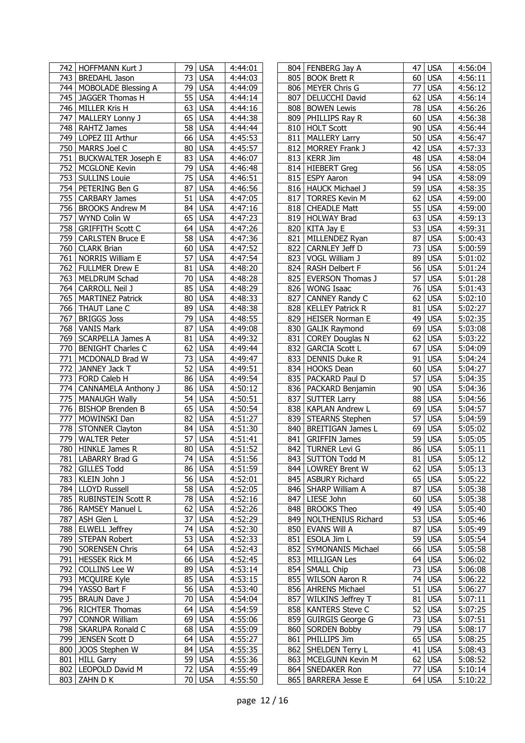| | | | | |
|---|---|---|---|---|
| 742 | HOFFMANN Kurt J | 79 | USA | 4:44:01 |
| 743 | BREDAHL Jason | 73 | USA | 4:44:03 |
| 744 | MOBOLADE Blessing A | 79 | USA | 4:44:09 |
| 745 | JAGGER Thomas H | 55 | USA | 4:44:14 |
| 746 | MILLER Kris H | 63 | USA | 4:44:16 |
| 747 | MALLERY Lonny J | 65 | USA | 4:44:38 |
| 748 | RAHTZ James | 58 | USA | 4:44:44 |
| 749 | LOPEZ III Arthur | 66 | USA | 4:45:53 |
| 750 | MARRS Joel C | 80 | USA | 4:45:57 |
| 751 | BUCKWALTER Joseph E | 83 | USA | 4:46:07 |
| 752 | MCGLONE Kevin | 79 | USA | 4:46:48 |
| 753 | SULLINS Louie | 75 | USA | 4:46:51 |
| 754 | PETERING Ben G | 87 | USA | 4:46:56 |
| 755 | CARBARY James | 51 | USA | 4:47:05 |
| 756 | BROOKS Andrew M | 84 | USA | 4:47:16 |
| 757 | WYND Colin W | 65 | USA | 4:47:23 |
| 758 | GRIFFITH Scott C | 64 | USA | 4:47:26 |
| 759 | CARLSTEN Bruce E | 58 | USA | 4:47:36 |
| 760 | CLARK Brian | 60 | USA | 4:47:52 |
| 761 | NORRIS William E | 57 | USA | 4:47:54 |
| 762 | FULLMER Drew E | 81 | USA | 4:48:20 |
| 763 | MELDRUM Schad | 70 | USA | 4:48:28 |
| 764 | CARROLL Neil J | 85 | USA | 4:48:29 |
| 765 | MARTINEZ Patrick | 80 | USA | 4:48:33 |
| 766 | THAUT Lane C | 89 | USA | 4:48:38 |
| 767 | BRIGGS Joss | 79 | USA | 4:48:55 |
| 768 | VANIS Mark | 87 | USA | 4:49:08 |
| 769 | SCARPELLA James A | 81 | USA | 4:49:32 |
| 770 | BENIGHT Charles C | 62 | USA | 4:49:44 |
| 771 | MCDONALD Brad W | 73 | USA | 4:49:47 |
| 772 | JANNEY Jack T | 52 | USA | 4:49:51 |
| 773 | FORD Caleb H | 86 | USA | 4:49:54 |
| 774 | CANNAMELA Anthony J | 86 | USA | 4:50:12 |
| 775 | MANAUGH Wally | 54 | USA | 4:50:51 |
| 776 | BISHOP Brenden B | 65 | USA | 4:50:54 |
| 777 | MOWINSKI Dan | 82 | USA | 4:51:27 |
| 778 | STONNER Clayton | 84 | USA | 4:51:30 |
| 779 | WALTER Peter | 57 | USA | 4:51:41 |
| 780 | HINKLE James R | 80 | USA | 4:51:52 |
| 781 | LABARRY Brad G | 74 | USA | 4:51:56 |
| 782 | GILLES Todd | 86 | USA | 4:51:59 |
| 783 | KLEIN John J | 56 | USA | 4:52:01 |
| 784 | LLOYD Russell | 58 | USA | 4:52:05 |
| 785 | RUBINSTEIN Scott R | 78 | USA | 4:52:16 |
| 786 | RAMSEY Manuel L | 62 | USA | 4:52:26 |
| 787 | ASH Glen L | 37 | USA | 4:52:29 |
| 788 | ELWELL Jeffrey | 74 | USA | 4:52:30 |
| 789 | STEPAN Robert | 53 | USA | 4:52:33 |
| 790 | SORENSEN Chris | 64 | USA | 4:52:43 |
| 791 | HESSEK Rick M | 66 | USA | 4:52:45 |
| 792 | COLLINS Lee W | 89 | USA | 4:53:14 |
| 793 | MCQUIRE Kyle | 85 | USA | 4:53:15 |
| 794 | YASSO Bart F | 56 | USA | 4:53:40 |
| 795 | BRAUN Dave J | 70 | USA | 4:54:04 |
| 796 | RICHTER Thomas | 64 | USA | 4:54:59 |
| 797 | CONNOR William | 69 | USA | 4:55:06 |
| 798 | SKARUPA Ronald C | 68 | USA | 4:55:09 |
| 799 | JENSEN Scott D | 64 | USA | 4:55:27 |
| 800 | JOOS Stephen W | 84 | USA | 4:55:35 |
| 801 | HILL Garry | 59 | USA | 4:55:36 |
| 802 | LEOPOLD David M | 72 | USA | 4:55:49 |
| 803 | ZAHN D K | 70 | USA | 4:55:50 |
| 804 | FENBERG Jay A | 47 | USA | 4:56:04 |
| 805 | BOOK Brett R | 60 | USA | 4:56:11 |
| 806 | MEYER Chris G | 77 | USA | 4:56:12 |
| 807 | DELUCCHI David | 62 | USA | 4:56:14 |
| 808 | BOWEN Lewis | 78 | USA | 4:56:26 |
| 809 | PHILLIPS Ray R | 60 | USA | 4:56:38 |
| 810 | HOLT Scott | 90 | USA | 4:56:44 |
| 811 | MALLERY Larry | 50 | USA | 4:56:47 |
| 812 | MORREY Frank J | 42 | USA | 4:57:33 |
| 813 | KERR Jim | 48 | USA | 4:58:04 |
| 814 | HIEBERT Greg | 56 | USA | 4:58:05 |
| 815 | ESPY Aaron | 94 | USA | 4:58:09 |
| 816 | HAUCK Michael J | 59 | USA | 4:58:35 |
| 817 | TORRES Kevin M | 62 | USA | 4:59:00 |
| 818 | CHEADLE Matt | 55 | USA | 4:59:00 |
| 819 | HOLWAY Brad | 63 | USA | 4:59:13 |
| 820 | KITA Jay E | 53 | USA | 4:59:31 |
| 821 | MILLENDEZ Ryan | 87 | USA | 5:00:43 |
| 822 | CARNLEY Jeff D | 73 | USA | 5:00:59 |
| 823 | VOGL William J | 89 | USA | 5:01:02 |
| 824 | RASH Delbert F | 56 | USA | 5:01:24 |
| 825 | EVERSON Thomas J | 57 | USA | 5:01:28 |
| 826 | WONG Isaac | 76 | USA | 5:01:43 |
| 827 | CANNEY Randy C | 62 | USA | 5:02:10 |
| 828 | KELLEY Patrick R | 81 | USA | 5:02:27 |
| 829 | HEISER Norman E | 49 | USA | 5:02:35 |
| 830 | GALIK Raymond | 69 | USA | 5:03:08 |
| 831 | COREY Douglas N | 62 | USA | 5:03:22 |
| 832 | GARCIA Scott L | 67 | USA | 5:04:09 |
| 833 | DENNIS Duke R | 91 | USA | 5:04:24 |
| 834 | HOOKS Dean | 60 | USA | 5:04:27 |
| 835 | PACKARD Paul D | 57 | USA | 5:04:35 |
| 836 | PACKARD Benjamin | 90 | USA | 5:04:36 |
| 837 | SUTTER Larry | 88 | USA | 5:04:56 |
| 838 | KAPLAN Andrew L | 69 | USA | 5:04:57 |
| 839 | STEARNS Stephen | 57 | USA | 5:04:59 |
| 840 | BREITIGAN James L | 69 | USA | 5:05:02 |
| 841 | GRIFFIN James | 59 | USA | 5:05:05 |
| 842 | TURNER Levi G | 86 | USA | 5:05:11 |
| 843 | SUTTON Todd M | 81 | USA | 5:05:12 |
| 844 | LOWREY Brent W | 62 | USA | 5:05:13 |
| 845 | ASBURY Richard | 65 | USA | 5:05:22 |
| 846 | SHARP William A | 87 | USA | 5:05:38 |
| 847 | LIESE John | 60 | USA | 5:05:38 |
| 848 | BROOKS Theo | 49 | USA | 5:05:40 |
| 849 | NOLTHENIUS Richard | 53 | USA | 5:05:46 |
| 850 | EVANS Will A | 87 | USA | 5:05:49 |
| 851 | ESOLA Jim L | 59 | USA | 5:05:54 |
| 852 | SYMONANIS Michael | 66 | USA | 5:05:58 |
| 853 | MILLIGAN Les | 64 | USA | 5:06:02 |
| 854 | SMALL Chip | 73 | USA | 5:06:08 |
| 855 | WILSON Aaron R | 74 | USA | 5:06:22 |
| 856 | AHRENS Michael | 51 | USA | 5:06:27 |
| 857 | WILKINS Jeffrey T | 81 | USA | 5:07:11 |
| 858 | KANTERS Steve C | 52 | USA | 5:07:25 |
| 859 | GUIRGIS George G | 73 | USA | 5:07:51 |
| 860 | SORDEN Bobby | 79 | USA | 5:08:17 |
| 861 | PHILLIPS Jim | 65 | USA | 5:08:25 |
| 862 | SHELDEN Terry L | 41 | USA | 5:08:43 |
| 863 | MCELGUNN Kevin M | 62 | USA | 5:08:52 |
| 864 | SNEDAKER Ron | 77 | USA | 5:10:14 |
| 865 | BARRERA Jesse E | 64 | USA | 5:10:22 |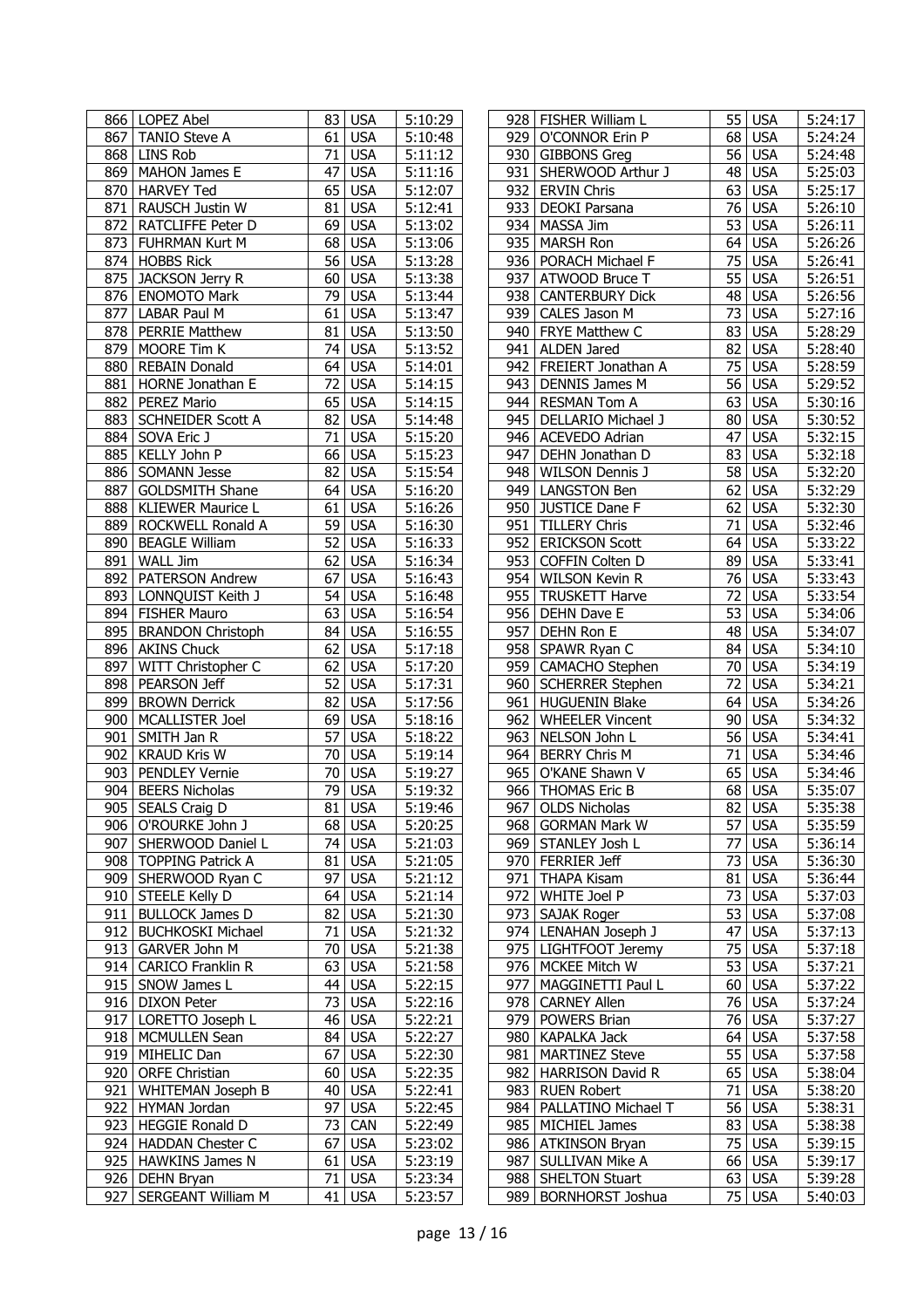| | | | | |
|---|---|---|---|---|
| 866 | LOPEZ Abel | 83 | USA | 5:10:29 |
| 867 | TANIO Steve A | 61 | USA | 5:10:48 |
| 868 | LINS Rob | 71 | USA | 5:11:12 |
| 869 | MAHON James E | 47 | USA | 5:11:16 |
| 870 | HARVEY Ted | 65 | USA | 5:12:07 |
| 871 | RAUSCH Justin W | 81 | USA | 5:12:41 |
| 872 | RATCLIFFE Peter D | 69 | USA | 5:13:02 |
| 873 | FUHRMAN Kurt M | 68 | USA | 5:13:06 |
| 874 | HOBBS Rick | 56 | USA | 5:13:28 |
| 875 | JACKSON Jerry R | 60 | USA | 5:13:38 |
| 876 | ENOMOTO Mark | 79 | USA | 5:13:44 |
| 877 | LABAR Paul M | 61 | USA | 5:13:47 |
| 878 | PERRIE Matthew | 81 | USA | 5:13:50 |
| 879 | MOORE Tim K | 74 | USA | 5:13:52 |
| 880 | REBAIN Donald | 64 | USA | 5:14:01 |
| 881 | HORNE Jonathan E | 72 | USA | 5:14:15 |
| 882 | PEREZ Mario | 65 | USA | 5:14:15 |
| 883 | SCHNEIDER Scott A | 82 | USA | 5:14:48 |
| 884 | SOVA Eric J | 71 | USA | 5:15:20 |
| 885 | KELLY John P | 66 | USA | 5:15:23 |
| 886 | SOMANN Jesse | 82 | USA | 5:15:54 |
| 887 | GOLDSMITH Shane | 64 | USA | 5:16:20 |
| 888 | KLIEWER Maurice L | 61 | USA | 5:16:26 |
| 889 | ROCKWELL Ronald A | 59 | USA | 5:16:30 |
| 890 | BEAGLE William | 52 | USA | 5:16:33 |
| 891 | WALL Jim | 62 | USA | 5:16:34 |
| 892 | PATERSON Andrew | 67 | USA | 5:16:43 |
| 893 | LONNQUIST Keith J | 54 | USA | 5:16:48 |
| 894 | FISHER Mauro | 63 | USA | 5:16:54 |
| 895 | BRANDON Christoph | 84 | USA | 5:16:55 |
| 896 | AKINS Chuck | 62 | USA | 5:17:18 |
| 897 | WITT Christopher C | 62 | USA | 5:17:20 |
| 898 | PEARSON Jeff | 52 | USA | 5:17:31 |
| 899 | BROWN Derrick | 82 | USA | 5:17:56 |
| 900 | MCALLISTER Joel | 69 | USA | 5:18:16 |
| 901 | SMITH Jan R | 57 | USA | 5:18:22 |
| 902 | KRAUD Kris W | 70 | USA | 5:19:14 |
| 903 | PENDLEY Vernie | 70 | USA | 5:19:27 |
| 904 | BEERS Nicholas | 79 | USA | 5:19:32 |
| 905 | SEALS Craig D | 81 | USA | 5:19:46 |
| 906 | O'ROURKE John J | 68 | USA | 5:20:25 |
| 907 | SHERWOOD Daniel L | 74 | USA | 5:21:03 |
| 908 | TOPPING Patrick A | 81 | USA | 5:21:05 |
| 909 | SHERWOOD Ryan C | 97 | USA | 5:21:12 |
| 910 | STEELE Kelly D | 64 | USA | 5:21:14 |
| 911 | BULLOCK James D | 82 | USA | 5:21:30 |
| 912 | BUCHKOSKI Michael | 71 | USA | 5:21:32 |
| 913 | GARVER John M | 70 | USA | 5:21:38 |
| 914 | CARICO Franklin R | 63 | USA | 5:21:58 |
| 915 | SNOW James L | 44 | USA | 5:22:15 |
| 916 | DIXON Peter | 73 | USA | 5:22:16 |
| 917 | LORETTO Joseph L | 46 | USA | 5:22:21 |
| 918 | MCMULLEN Sean | 84 | USA | 5:22:27 |
| 919 | MIHELIC Dan | 67 | USA | 5:22:30 |
| 920 | ORFE Christian | 60 | USA | 5:22:35 |
| 921 | WHITEMAN Joseph B | 40 | USA | 5:22:41 |
| 922 | HYMAN Jordan | 97 | USA | 5:22:45 |
| 923 | HEGGIE Ronald D | 73 | CAN | 5:22:49 |
| 924 | HADDAN Chester C | 67 | USA | 5:23:02 |
| 925 | HAWKINS James N | 61 | USA | 5:23:19 |
| 926 | DEHN Bryan | 71 | USA | 5:23:34 |
| 927 | SERGEANT William M | 41 | USA | 5:23:57 |
| 928 | FISHER William L | 55 | USA | 5:24:17 |
| 929 | O'CONNOR Erin P | 68 | USA | 5:24:24 |
| 930 | GIBBONS Greg | 56 | USA | 5:24:48 |
| 931 | SHERWOOD Arthur J | 48 | USA | 5:25:03 |
| 932 | ERVIN Chris | 63 | USA | 5:25:17 |
| 933 | DEOKI Parsana | 76 | USA | 5:26:10 |
| 934 | MASSA Jim | 53 | USA | 5:26:11 |
| 935 | MARSH Ron | 64 | USA | 5:26:26 |
| 936 | PORACH Michael F | 75 | USA | 5:26:41 |
| 937 | ATWOOD Bruce T | 55 | USA | 5:26:51 |
| 938 | CANTERBURY Dick | 48 | USA | 5:26:56 |
| 939 | CALES Jason M | 73 | USA | 5:27:16 |
| 940 | FRYE Matthew C | 83 | USA | 5:28:29 |
| 941 | ALDEN Jared | 82 | USA | 5:28:40 |
| 942 | FREIERT Jonathan A | 75 | USA | 5:28:59 |
| 943 | DENNIS James M | 56 | USA | 5:29:52 |
| 944 | RESMAN Tom A | 63 | USA | 5:30:16 |
| 945 | DELLARIO Michael J | 80 | USA | 5:30:52 |
| 946 | ACEVEDO Adrian | 47 | USA | 5:32:15 |
| 947 | DEHN Jonathan D | 83 | USA | 5:32:18 |
| 948 | WILSON Dennis J | 58 | USA | 5:32:20 |
| 949 | LANGSTON Ben | 62 | USA | 5:32:29 |
| 950 | JUSTICE Dane F | 62 | USA | 5:32:30 |
| 951 | TILLERY Chris | 71 | USA | 5:32:46 |
| 952 | ERICKSON Scott | 64 | USA | 5:33:22 |
| 953 | COFFIN Colten D | 89 | USA | 5:33:41 |
| 954 | WILSON Kevin R | 76 | USA | 5:33:43 |
| 955 | TRUSKETT Harve | 72 | USA | 5:33:54 |
| 956 | DEHN Dave E | 53 | USA | 5:34:06 |
| 957 | DEHN Ron E | 48 | USA | 5:34:07 |
| 958 | SPAWR Ryan C | 84 | USA | 5:34:10 |
| 959 | CAMACHO Stephen | 70 | USA | 5:34:19 |
| 960 | SCHERRER Stephen | 72 | USA | 5:34:21 |
| 961 | HUGUENIN Blake | 64 | USA | 5:34:26 |
| 962 | WHEELER Vincent | 90 | USA | 5:34:32 |
| 963 | NELSON John L | 56 | USA | 5:34:41 |
| 964 | BERRY Chris M | 71 | USA | 5:34:46 |
| 965 | O'KANE Shawn V | 65 | USA | 5:34:46 |
| 966 | THOMAS Eric B | 68 | USA | 5:35:07 |
| 967 | OLDS Nicholas | 82 | USA | 5:35:38 |
| 968 | GORMAN Mark W | 57 | USA | 5:35:59 |
| 969 | STANLEY Josh L | 77 | USA | 5:36:14 |
| 970 | FERRIER Jeff | 73 | USA | 5:36:30 |
| 971 | THAPA Kisam | 81 | USA | 5:36:44 |
| 972 | WHITE Joel P | 73 | USA | 5:37:03 |
| 973 | SAJAK Roger | 53 | USA | 5:37:08 |
| 974 | LENAHAN Joseph J | 47 | USA | 5:37:13 |
| 975 | LIGHTFOOT Jeremy | 75 | USA | 5:37:18 |
| 976 | MCKEE Mitch W | 53 | USA | 5:37:21 |
| 977 | MAGGINETTI Paul L | 60 | USA | 5:37:22 |
| 978 | CARNEY Allen | 76 | USA | 5:37:24 |
| 979 | POWERS Brian | 76 | USA | 5:37:27 |
| 980 | KAPALKA Jack | 64 | USA | 5:37:58 |
| 981 | MARTINEZ Steve | 55 | USA | 5:37:58 |
| 982 | HARRISON David R | 65 | USA | 5:38:04 |
| 983 | RUEN Robert | 71 | USA | 5:38:20 |
| 984 | PALLATINO Michael T | 56 | USA | 5:38:31 |
| 985 | MICHIEL James | 83 | USA | 5:38:38 |
| 986 | ATKINSON Bryan | 75 | USA | 5:39:15 |
| 987 | SULLIVAN Mike A | 66 | USA | 5:39:17 |
| 988 | SHELTON Stuart | 63 | USA | 5:39:28 |
| 989 | BORNHORST Joshua | 75 | USA | 5:40:03 |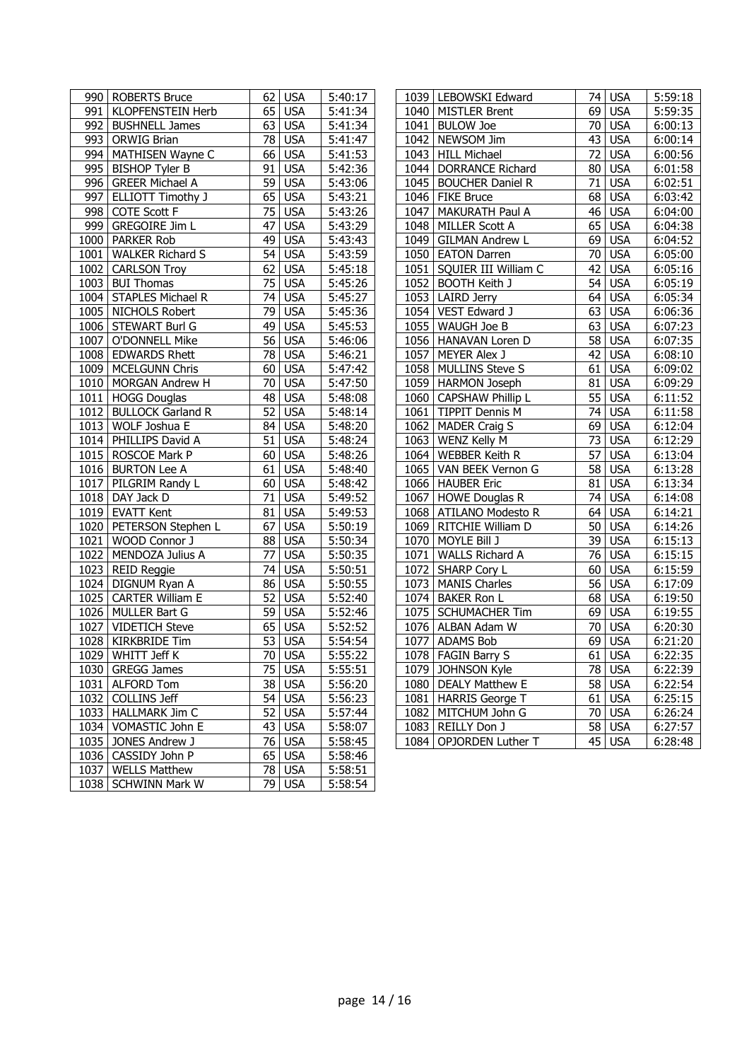| | | | | |
|---|---|---|---|---|
| 990 | ROBERTS Bruce | 62 | USA | 5:40:17 |
| 991 | KLOPFENSTEIN Herb | 65 | USA | 5:41:34 |
| 992 | BUSHNELL James | 63 | USA | 5:41:34 |
| 993 | ORWIG Brian | 78 | USA | 5:41:47 |
| 994 | MATHISEN Wayne C | 66 | USA | 5:41:53 |
| 995 | BISHOP Tyler B | 91 | USA | 5:42:36 |
| 996 | GREER Michael A | 59 | USA | 5:43:06 |
| 997 | ELLIOTT Timothy J | 65 | USA | 5:43:21 |
| 998 | COTE Scott F | 75 | USA | 5:43:26 |
| 999 | GREGOIRE Jim L | 47 | USA | 5:43:29 |
| 1000 | PARKER Rob | 49 | USA | 5:43:43 |
| 1001 | WALKER Richard S | 54 | USA | 5:43:59 |
| 1002 | CARLSON Troy | 62 | USA | 5:45:18 |
| 1003 | BUI Thomas | 75 | USA | 5:45:26 |
| 1004 | STAPLES Michael R | 74 | USA | 5:45:27 |
| 1005 | NICHOLS Robert | 79 | USA | 5:45:36 |
| 1006 | STEWART Burl G | 49 | USA | 5:45:53 |
| 1007 | O'DONNELL Mike | 56 | USA | 5:46:06 |
| 1008 | EDWARDS Rhett | 78 | USA | 5:46:21 |
| 1009 | MCELGUNN Chris | 60 | USA | 5:47:42 |
| 1010 | MORGAN Andrew H | 70 | USA | 5:47:50 |
| 1011 | HOGG Douglas | 48 | USA | 5:48:08 |
| 1012 | BULLOCK Garland R | 52 | USA | 5:48:14 |
| 1013 | WOLF Joshua E | 84 | USA | 5:48:20 |
| 1014 | PHILLIPS David A | 51 | USA | 5:48:24 |
| 1015 | ROSCOE Mark P | 60 | USA | 5:48:26 |
| 1016 | BURTON Lee A | 61 | USA | 5:48:40 |
| 1017 | PILGRIM Randy L | 60 | USA | 5:48:42 |
| 1018 | DAY Jack D | 71 | USA | 5:49:52 |
| 1019 | EVATT Kent | 81 | USA | 5:49:53 |
| 1020 | PETERSON Stephen L | 67 | USA | 5:50:19 |
| 1021 | WOOD Connor J | 88 | USA | 5:50:34 |
| 1022 | MENDOZA Julius A | 77 | USA | 5:50:35 |
| 1023 | REID Reggie | 74 | USA | 5:50:51 |
| 1024 | DIGNUM Ryan A | 86 | USA | 5:50:55 |
| 1025 | CARTER William E | 52 | USA | 5:52:40 |
| 1026 | MULLER Bart G | 59 | USA | 5:52:46 |
| 1027 | VIDETICH Steve | 65 | USA | 5:52:52 |
| 1028 | KIRKBRIDE Tim | 53 | USA | 5:54:54 |
| 1029 | WHITT Jeff K | 70 | USA | 5:55:22 |
| 1030 | GREGG James | 75 | USA | 5:55:51 |
| 1031 | ALFORD Tom | 38 | USA | 5:56:20 |
| 1032 | COLLINS Jeff | 54 | USA | 5:56:23 |
| 1033 | HALLMARK Jim C | 52 | USA | 5:57:44 |
| 1034 | VOMASTIC John E | 43 | USA | 5:58:07 |
| 1035 | JONES Andrew J | 76 | USA | 5:58:45 |
| 1036 | CASSIDY John P | 65 | USA | 5:58:46 |
| 1037 | WELLS Matthew | 78 | USA | 5:58:51 |
| 1038 | SCHWINN Mark W | 79 | USA | 5:58:54 |
| 1039 | LEBOWSKI Edward | 74 | USA | 5:59:18 |
| 1040 | MISTLER Brent | 69 | USA | 5:59:35 |
| 1041 | BULOW Joe | 70 | USA | 6:00:13 |
| 1042 | NEWSOM Jim | 43 | USA | 6:00:14 |
| 1043 | HILL Michael | 72 | USA | 6:00:56 |
| 1044 | DORRANCE Richard | 80 | USA | 6:01:58 |
| 1045 | BOUCHER Daniel R | 71 | USA | 6:02:51 |
| 1046 | FIKE Bruce | 68 | USA | 6:03:42 |
| 1047 | MAKURATH Paul A | 46 | USA | 6:04:00 |
| 1048 | MILLER Scott A | 65 | USA | 6:04:38 |
| 1049 | GILMAN Andrew L | 69 | USA | 6:04:52 |
| 1050 | EATON Darren | 70 | USA | 6:05:00 |
| 1051 | SQUIER III William C | 42 | USA | 6:05:16 |
| 1052 | BOOTH Keith J | 54 | USA | 6:05:19 |
| 1053 | LAIRD Jerry | 64 | USA | 6:05:34 |
| 1054 | VEST Edward J | 63 | USA | 6:06:36 |
| 1055 | WAUGH Joe B | 63 | USA | 6:07:23 |
| 1056 | HANAVAN Loren D | 58 | USA | 6:07:35 |
| 1057 | MEYER Alex J | 42 | USA | 6:08:10 |
| 1058 | MULLINS Steve S | 61 | USA | 6:09:02 |
| 1059 | HARMON Joseph | 81 | USA | 6:09:29 |
| 1060 | CAPSHAW Phillip L | 55 | USA | 6:11:52 |
| 1061 | TIPPIT Dennis M | 74 | USA | 6:11:58 |
| 1062 | MADER Craig S | 69 | USA | 6:12:04 |
| 1063 | WENZ Kelly M | 73 | USA | 6:12:29 |
| 1064 | WEBBER Keith R | 57 | USA | 6:13:04 |
| 1065 | VAN BEEK Vernon G | 58 | USA | 6:13:28 |
| 1066 | HAUBER Eric | 81 | USA | 6:13:34 |
| 1067 | HOWE Douglas R | 74 | USA | 6:14:08 |
| 1068 | ATILANO Modesto R | 64 | USA | 6:14:21 |
| 1069 | RITCHIE William D | 50 | USA | 6:14:26 |
| 1070 | MOYLE Bill J | 39 | USA | 6:15:13 |
| 1071 | WALLS Richard A | 76 | USA | 6:15:15 |
| 1072 | SHARP Cory L | 60 | USA | 6:15:59 |
| 1073 | MANIS Charles | 56 | USA | 6:17:09 |
| 1074 | BAKER Ron L | 68 | USA | 6:19:50 |
| 1075 | SCHUMACHER Tim | 69 | USA | 6:19:55 |
| 1076 | ALBAN Adam W | 70 | USA | 6:20:30 |
| 1077 | ADAMS Bob | 69 | USA | 6:21:20 |
| 1078 | FAGIN Barry S | 61 | USA | 6:22:35 |
| 1079 | JOHNSON Kyle | 78 | USA | 6:22:39 |
| 1080 | DEALY Matthew E | 58 | USA | 6:22:54 |
| 1081 | HARRIS George T | 61 | USA | 6:25:15 |
| 1082 | MITCHUM John G | 70 | USA | 6:26:24 |
| 1083 | REILLY Don J | 58 | USA | 6:27:57 |
| 1084 | OPJORDEN Luther T | 45 | USA | 6:28:48 |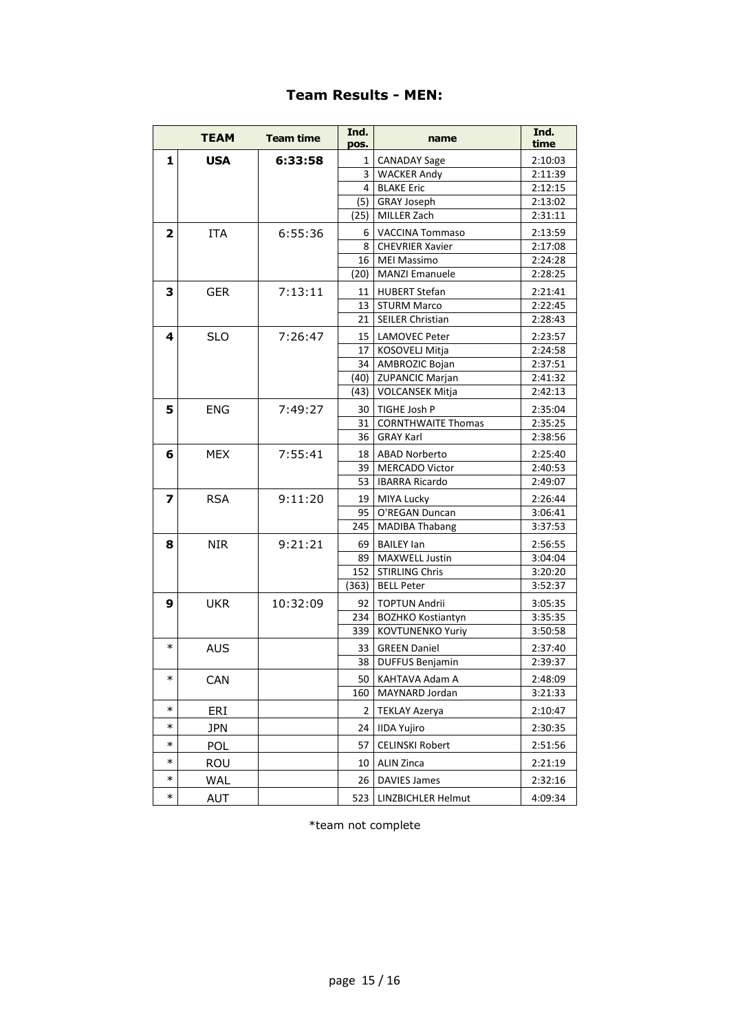## Team Results - MEN:

| | TEAM | Team time | Ind. pos. | name | Ind. time |
|---|---|---|---|---|---|
| **1** | **USA** | **6:33:58** | 1 | CANADAY Sage | 2:10:03 |
| | | | 3 | WACKER Andy | 2:11:39 |
| | | | 4 | BLAKE Eric | 2:12:15 |
| | | | (5) | GRAY Joseph | 2:13:02 |
| | | | (25) | MILLER Zach | 2:31:11 |
| **2** | ITA | 6:55:36 | 6 | VACCINA Tommaso | 2:13:59 |
| | | | 8 | CHEVRIER Xavier | 2:17:08 |
| | | | 16 | MEI Massimo | 2:24:28 |
| | | | (20) | MANZI Emanuele | 2:28:25 |
| **3** | GER | 7:13:11 | 11 | HUBERT Stefan | 2:21:41 |
| | | | 13 | STURM Marco | 2:22:45 |
| | | | 21 | SEILER Christian | 2:28:43 |
| **4** | SLO | 7:26:47 | 15 | LAMOVEC Peter | 2:23:57 |
| | | | 17 | KOSOVELJ Mitja | 2:24:58 |
| | | | 34 | AMBROZIC Bojan | 2:37:51 |
| | | | (40) | ZUPANCIC Marjan | 2:41:32 |
| | | | (43) | VOLCANSEK Mitja | 2:42:13 |
| **5** | ENG | 7:49:27 | 30 | TIGHE Josh P | 2:35:04 |
| | | | 31 | CORNTHWAITE Thomas | 2:35:25 |
| | | | 36 | GRAY Karl | 2:38:56 |
| **6** | MEX | 7:55:41 | 18 | ABAD Norberto | 2:25:40 |
| | | | 39 | MERCADO Victor | 2:40:53 |
| | | | 53 | IBARRA Ricardo | 2:49:07 |
| **7** | RSA | 9:11:20 | 19 | MIYA Lucky | 2:26:44 |
| | | | 95 | O'REGAN Duncan | 3:06:41 |
| | | | 245 | MADIBA Thabang | 3:37:53 |
| **8** | NIR | 9:21:21 | 69 | BAILEY Ian | 2:56:55 |
| | | | 89 | MAXWELL Justin | 3:04:04 |
| | | | 152 | STIRLING Chris | 3:20:20 |
| | | | (363) | BELL Peter | 3:52:37 |
| **9** | UKR | 10:32:09 | 92 | TOPTUN Andrii | 3:05:35 |
| | | | 234 | BOZHKO Kostiantyn | 3:35:35 |
| | | | 339 | KOVTUNENKO Yuriy | 3:50:58 |
| * | AUS | | 33 | GREEN Daniel | 2:37:40 |
| | | | 38 | DUFFUS Benjamin | 2:39:37 |
| * | CAN | | 50 | KAHTAVA Adam A | 2:48:09 |
| | | | 160 | MAYNARD Jordan | 3:21:33 |
| * | ERI | | 2 | TEKLAY Azerya | 2:10:47 |
| * | JPN | | 24 | IIDA Yujiro | 2:30:35 |
| * | POL | | 57 | CELINSKI Robert | 2:51:56 |
| * | ROU | | 10 | ALIN Zinca | 2:21:19 |
| * | WAL | | 26 | DAVIES James | 2:32:16 |
| * | AUT | | 523 | LINZBICHLER Helmut | 4:09:34 |

*team not complete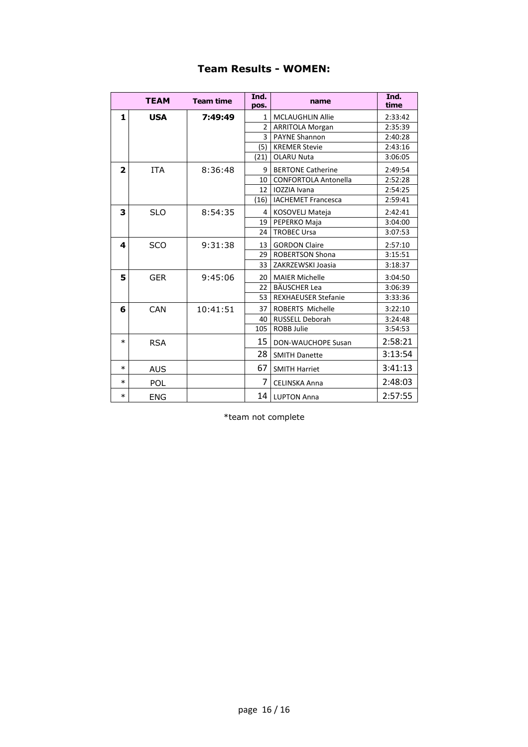## Team Results - WOMEN:

| | TEAM | Team time | Ind. pos. | name | Ind. time |
|---|---|---|---|---|---|
| 1 | USA | 7:49:49 | 1 | MCLAUGHLIN Allie | 2:33:42 |
| | | | 2 | ARRITOLA Morgan | 2:35:39 |
| | | | 3 | PAYNE Shannon | 2:40:28 |
| | | | (5) | KREMER Stevie | 2:43:16 |
| | | | (21) | OLARU Nuta | 3:06:05 |
| 2 | ITA | 8:36:48 | 9 | BERTONE Catherine | 2:49:54 |
| | | | 10 | CONFORTOLA Antonella | 2:52:28 |
| | | | 12 | IOZZIA Ivana | 2:54:25 |
| | | | (16) | IACHEMET Francesca | 2:59:41 |
| 3 | SLO | 8:54:35 | 4 | KOSOVELJ Mateja | 2:42:41 |
| | | | 19 | PEPERKO Maja | 3:04:00 |
| | | | 24 | TROBEC Ursa | 3:07:53 |
| 4 | SCO | 9:31:38 | 13 | GORDON Claire | 2:57:10 |
| | | | 29 | ROBERTSON Shona | 3:15:51 |
| | | | 33 | ZAKRZEWSKI Joasia | 3:18:37 |
| 5 | GER | 9:45:06 | 20 | MAIER Michelle | 3:04:50 |
| | | | 22 | BÄUSCHER Lea | 3:06:39 |
| | | | 53 | REXHAEUSER Stefanie | 3:33:36 |
| 6 | CAN | 10:41:51 | 37 | ROBERTS Michelle | 3:22:10 |
| | | | 40 | RUSSELL Deborah | 3:24:48 |
| | | | 105 | ROBB Julie | 3:54:53 |
| * | RSA | | 15 | DON-WAUCHOPE Susan | 2:58:21 |
| | | | 28 | SMITH Danette | 3:13:54 |
| * | AUS | | 67 | SMITH Harriet | 3:41:13 |
| * | POL | | 7 | CELINSKA Anna | 2:48:03 |
| * | ENG | | 14 | LUPTON Anna | 2:57:55 |

*team not complete